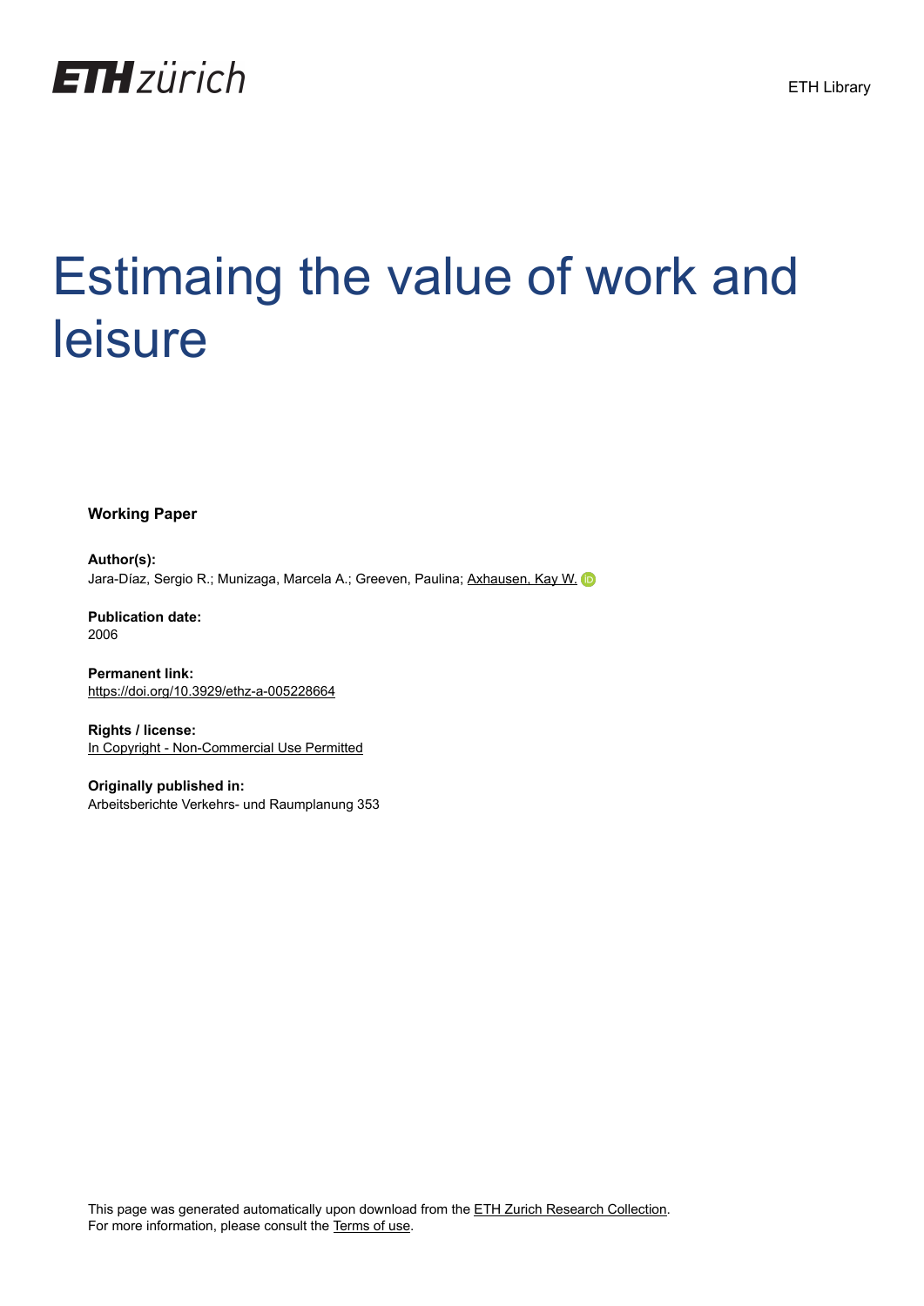ETH zürich

ETH Library

# Estimaing the value of work and leisure

**Working Paper**

**Author(s):**
Jara-Díaz, Sergio R.; Munizaga, Marcela A.; Greeven, Paulina; Axhausen, Kay W.

**Publication date:**
2006

**Permanent link:**
https://doi.org/10.3929/ethz-a-005228664

**Rights / license:**
In Copyright - Non-Commercial Use Permitted

**Originally published in:**
Arbeitsberichte Verkehrs- und Raumplanung 353

This page was generated automatically upon download from the ETH Zurich Research Collection.
For more information, please consult the Terms of use.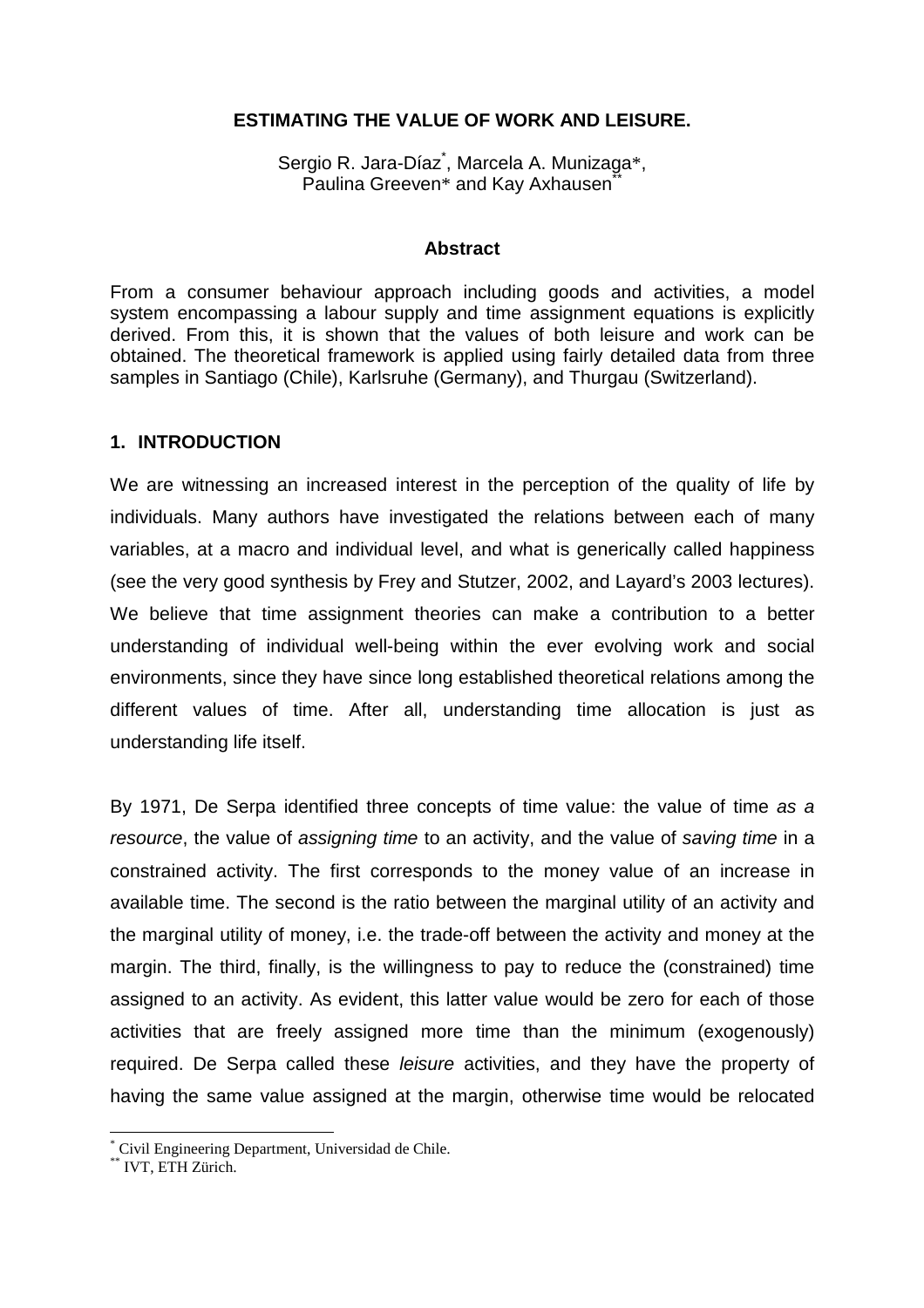**ESTIMATING THE VALUE OF WORK AND LEISURE.**

Sergio R. Jara-Díaz[*], Marcela A. Munizaga*, Paulina Greeven* and Kay Axhausen[**]

**Abstract**

From a consumer behaviour approach including goods and activities, a model system encompassing a labour supply and time assignment equations is explicitly derived. From this, it is shown that the values of both leisure and work can be obtained. The theoretical framework is applied using fairly detailed data from three samples in Santiago (Chile), Karlsruhe (Germany), and Thurgau (Switzerland).

## 1. INTRODUCTION

We are witnessing an increased interest in the perception of the quality of life by individuals. Many authors have investigated the relations between each of many variables, at a macro and individual level, and what is generically called happiness (see the very good synthesis by Frey and Stutzer, 2002, and Layard's 2003 lectures). We believe that time assignment theories can make a contribution to a better understanding of individual well-being within the ever evolving work and social environments, since they have since long established theoretical relations among the different values of time. After all, understanding time allocation is just as understanding life itself.

By 1971, De Serpa identified three concepts of time value: the value of time *as a resource*, the value of *assigning time* to an activity, and the value of *saving time* in a constrained activity. The first corresponds to the money value of an increase in available time. The second is the ratio between the marginal utility of an activity and the marginal utility of money, i.e. the trade-off between the activity and money at the margin. The third, finally, is the willingness to pay to reduce the (constrained) time assigned to an activity. As evident, this latter value would be zero for each of those activities that are freely assigned more time than the minimum (exogenously) required. De Serpa called these *leisure* activities, and they have the property of having the same value assigned at the margin, otherwise time would be relocated

[*] Civil Engineering Department, Universidad de Chile.
[**] IVT, ETH Zürich.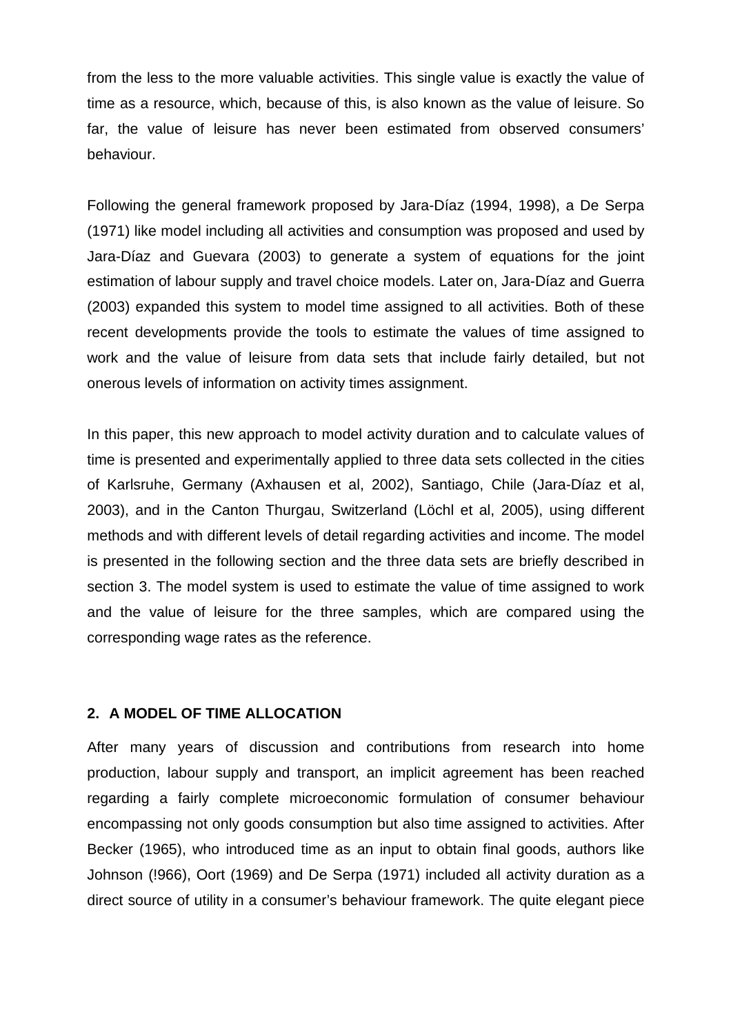from the less to the more valuable activities. This single value is exactly the value of time as a resource, which, because of this, is also known as the value of leisure. So far, the value of leisure has never been estimated from observed consumers' behaviour.

Following the general framework proposed by Jara-Díaz (1994, 1998), a De Serpa (1971) like model including all activities and consumption was proposed and used by Jara-Díaz and Guevara (2003) to generate a system of equations for the joint estimation of labour supply and travel choice models. Later on, Jara-Díaz and Guerra (2003) expanded this system to model time assigned to all activities. Both of these recent developments provide the tools to estimate the values of time assigned to work and the value of leisure from data sets that include fairly detailed, but not onerous levels of information on activity times assignment.

In this paper, this new approach to model activity duration and to calculate values of time is presented and experimentally applied to three data sets collected in the cities of Karlsruhe, Germany (Axhausen et al, 2002), Santiago, Chile (Jara-Díaz et al, 2003), and in the Canton Thurgau, Switzerland (Löchl et al, 2005), using different methods and with different levels of detail regarding activities and income. The model is presented in the following section and the three data sets are briefly described in section 3. The model system is used to estimate the value of time assigned to work and the value of leisure for the three samples, which are compared using the corresponding wage rates as the reference.

## 2. A MODEL OF TIME ALLOCATION

After many years of discussion and contributions from research into home production, labour supply and transport, an implicit agreement has been reached regarding a fairly complete microeconomic formulation of consumer behaviour encompassing not only goods consumption but also time assigned to activities. After Becker (1965), who introduced time as an input to obtain final goods, authors like Johnson (!966), Oort (1969) and De Serpa (1971) included all activity duration as a direct source of utility in a consumer's behaviour framework. The quite elegant piece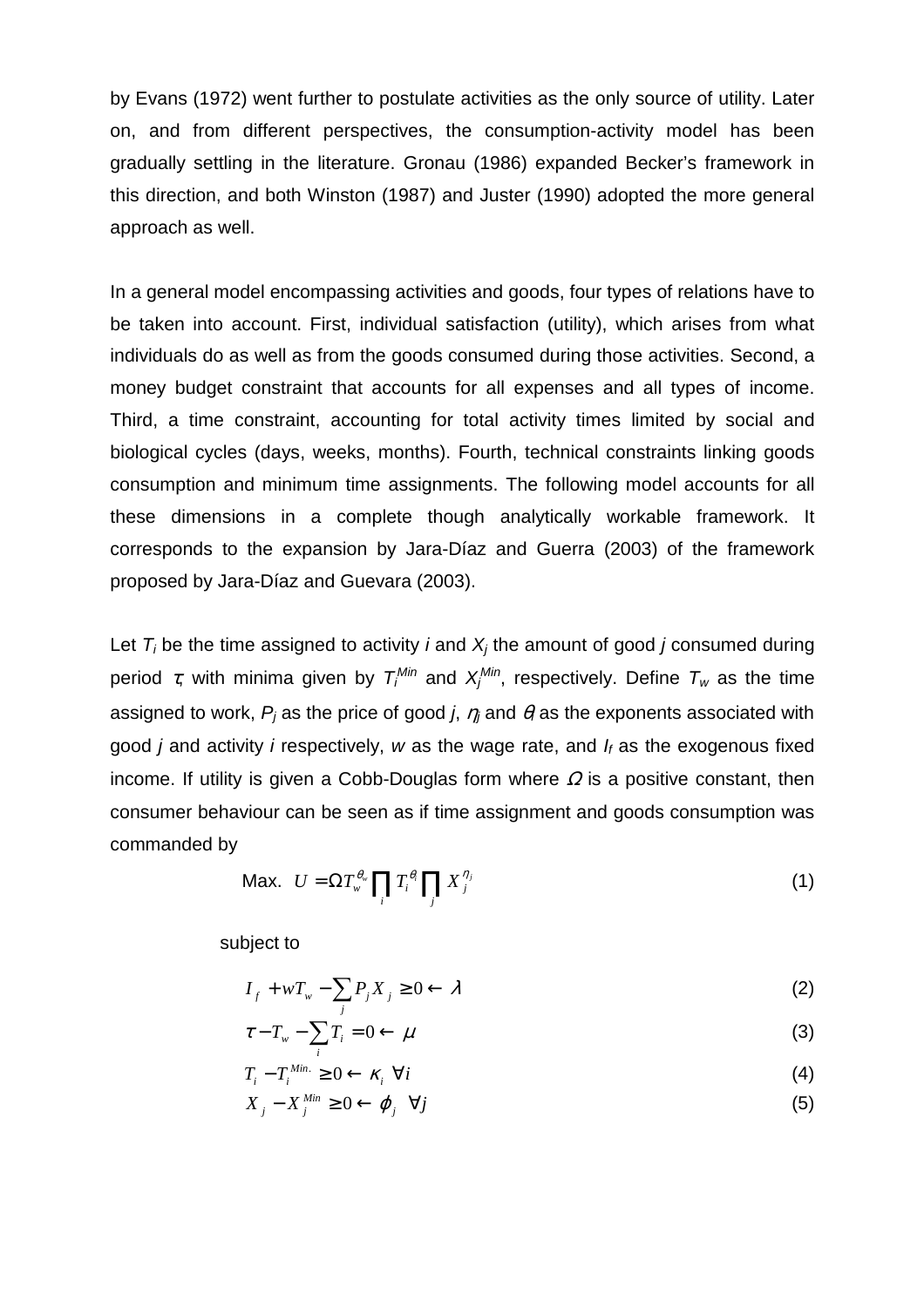by Evans (1972) went further to postulate activities as the only source of utility. Later on, and from different perspectives, the consumption-activity model has been gradually settling in the literature. Gronau (1986) expanded Becker's framework in this direction, and both Winston (1987) and Juster (1990) adopted the more general approach as well.

In a general model encompassing activities and goods, four types of relations have to be taken into account. First, individual satisfaction (utility), which arises from what individuals do as well as from the goods consumed during those activities. Second, a money budget constraint that accounts for all expenses and all types of income. Third, a time constraint, accounting for total activity times limited by social and biological cycles (days, weeks, months). Fourth, technical constraints linking goods consumption and minimum time assignments. The following model accounts for all these dimensions in a complete though analytically workable framework. It corresponds to the expansion by Jara-Díaz and Guerra (2003) of the framework proposed by Jara-Díaz and Guevara (2003).

Let $T_i$ be the time assigned to activity $i$ and $X_j$ the amount of good $j$ consumed during period $\tau$, with minima given by $T_i^{Min}$ and $X_j^{Min}$, respectively. Define $T_w$ as the time assigned to work, $P_j$ as the price of good $j$, $\eta_j$ and $\theta_i$ as the exponents associated with good $j$ and activity $i$ respectively, $w$ as the wage rate, and $I_f$ as the exogenous fixed income. If utility is given a Cobb-Douglas form where $\Omega$ is a positive constant, then consumer behaviour can be seen as if time assignment and goods consumption was commanded by

$$\text{Max. } U = \Omega T_w^{\theta_w} \prod_i T_i^{\theta_i} \prod_j X_j^{\eta_j} \tag{1}$$

subject to

$$I_f + wT_w - \sum_j P_j X_j \geq 0 \leftarrow \lambda \tag{2}$$

$$\tau - T_w - \sum_i T_i = 0 \leftarrow \mu \tag{3}$$

$$T_i - T_i^{Min.} \geq 0 \leftarrow \kappa_i \ \forall i \tag{4}$$

$$X_j - X_j^{Min} \geq 0 \leftarrow \varphi_j \ \forall j \tag{5}$$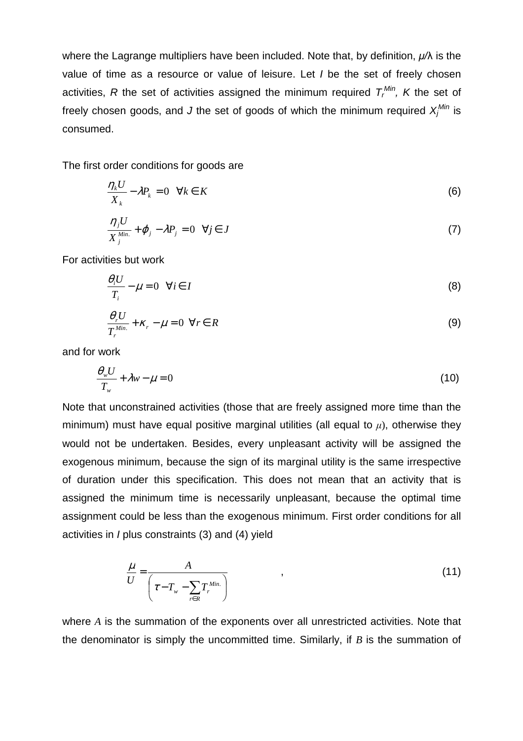where the Lagrange multipliers have been included. Note that, by definition, $\mu/\lambda$ is the value of time as a resource or value of leisure. Let $I$ be the set of freely chosen activities, $R$ the set of activities assigned the minimum required $T_r^{Min}$, $K$ the set of freely chosen goods, and $J$ the set of goods of which the minimum required $X_j^{Min}$ is consumed.

The first order conditions for goods are

$$\frac{\eta_k U}{X_k} - \lambda P_k = 0 \quad \forall k \in K \tag{6}$$

$$\frac{\eta_j U}{X_j^{Min.}} + \varphi_j - \lambda P_j = 0 \quad \forall j \in J \tag{7}$$

For activities but work

$$\frac{\theta_i U}{T_i} - \mu = 0 \quad \forall i \in I \tag{8}$$

$$\frac{\theta_r U}{T_r^{Min.}} + \kappa_r - \mu = 0 \quad \forall r \in R \tag{9}$$

and for work

$$\frac{\theta_w U}{T_w} + \lambda w - \mu = 0 \tag{10}$$

Note that unconstrained activities (those that are freely assigned more time than the minimum) must have equal positive marginal utilities (all equal to $\mu$), otherwise they would not be undertaken. Besides, every unpleasant activity will be assigned the exogenous minimum, because the sign of its marginal utility is the same irrespective of duration under this specification. This does not mean that an activity that is assigned the minimum time is necessarily unpleasant, because the optimal time assignment could be less than the exogenous minimum. First order conditions for all activities in $I$ plus constraints (3) and (4) yield

$$\frac{\mu}{U} = \frac{A}{\left( \tau - T_w - \sum_{r \in R} T_r^{Min.} \right)} \quad , \tag{11}$$

where $A$ is the summation of the exponents over all unrestricted activities. Note that the denominator is simply the uncommitted time. Similarly, if $B$ is the summation of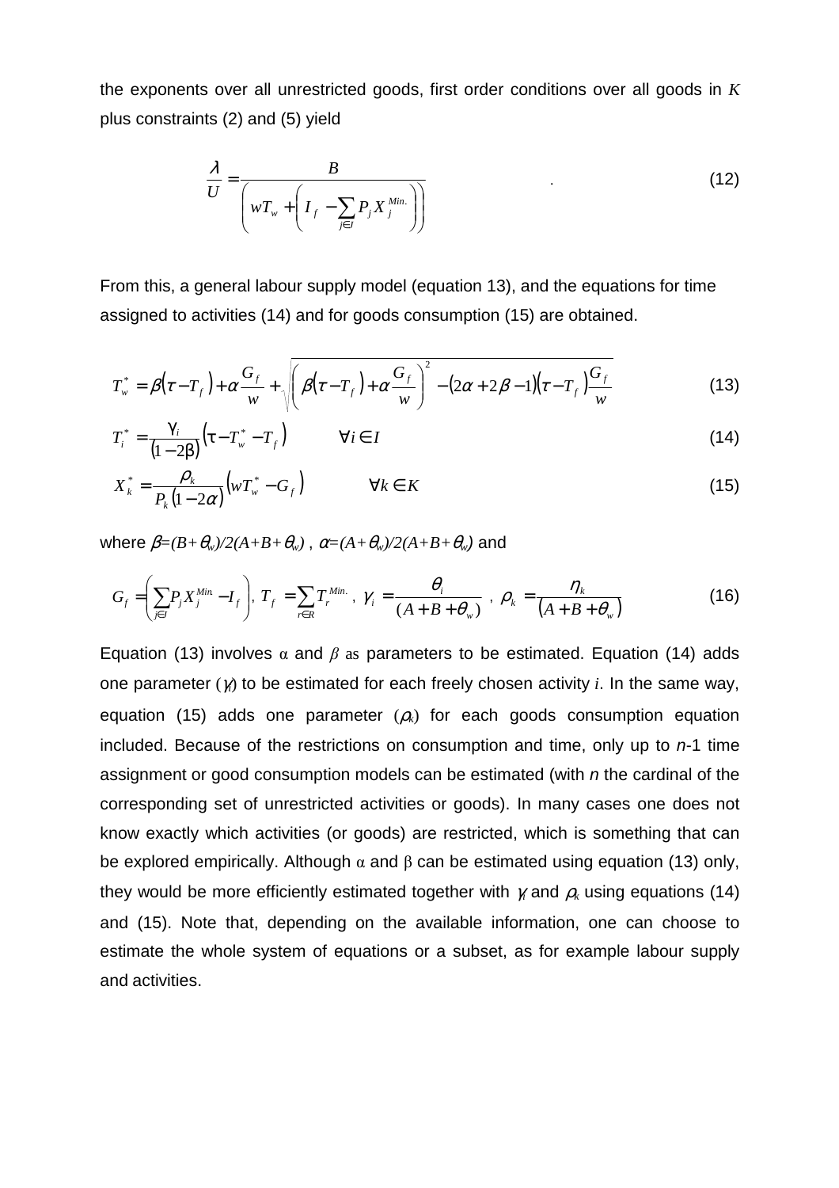the exponents over all unrestricted goods, first order conditions over all goods in $K$ plus constraints (2) and (5) yield

$$\frac{\lambda}{U} = \frac{B}{\left( wT_w + \left( I_f - \sum_{j \in J} P_j X_j^{Min.} \right) \right)} \quad . \tag{12}$$

From this, a general labour supply model (equation 13), and the equations for time assigned to activities (14) and for goods consumption (15) are obtained.

$$T_w^* = \beta\left(\tau - T_f\right) + \alpha\frac{G_f}{w} + \sqrt{\left(\beta\left(\tau - T_f\right) + \alpha\frac{G_f}{w}\right)^2 - (2\alpha + 2\beta - 1)\left(\tau - T_f\right)\frac{G_f}{w}} \tag{13}$$

$$T_i^* = \frac{\gamma_i}{(1 - 2\beta)}\left(\tau - T_w^* - T_f\right) \qquad \forall i \in I \tag{14}$$

$$X_k^* = \frac{\rho_k}{P_k(1 - 2\alpha)}\left(wT_w^* - G_f\right) \qquad \forall k \in K \tag{15}$$

where $\beta=(B+\theta_w)/2(A+B+\theta_w)$ , $\alpha=(A+\theta_w)/2(A+B+\theta_w)$ and

$$G_f = \left( \sum_{j \in J} P_j X_j^{Min.} - I_f \right),\ T_f = \sum_{r \in R} T_r^{Min.},\ \gamma_i = \frac{\theta_i}{(A + B + \theta_w)}\ ,\ \rho_k = \frac{\eta_k}{(A + B + \theta_w)} \tag{16}$$

Equation (13) involves $\alpha$ and $\beta$ as parameters to be estimated. Equation (14) adds one parameter ($\gamma_i$) to be estimated for each freely chosen activity *i*. In the same way, equation (15) adds one parameter ($\rho_k$) for each goods consumption equation included. Because of the restrictions on consumption and time, only up to *n*-1 time assignment or good consumption models can be estimated (with *n* the cardinal of the corresponding set of unrestricted activities or goods). In many cases one does not know exactly which activities (or goods) are restricted, which is something that can be explored empirically. Although $\alpha$ and $\beta$ can be estimated using equation (13) only, they would be more efficiently estimated together with $\gamma_i$ and $\rho_k$ using equations (14) and (15). Note that, depending on the available information, one can choose to estimate the whole system of equations or a subset, as for example labour supply and activities.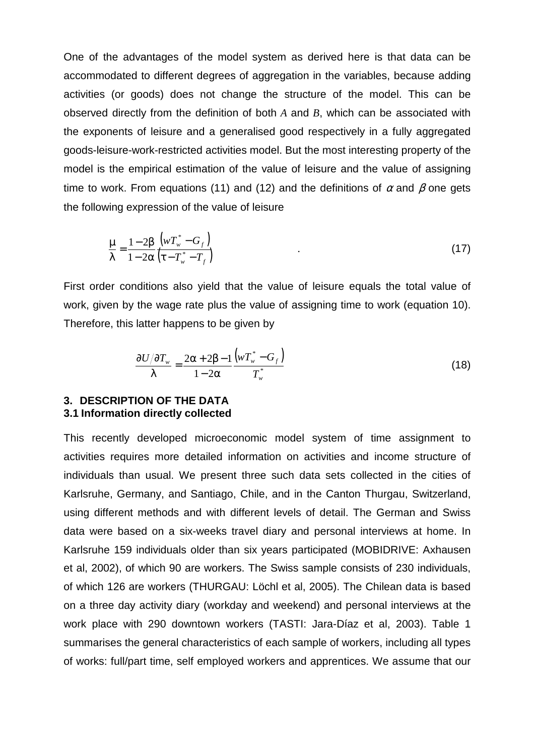One of the advantages of the model system as derived here is that data can be accommodated to different degrees of aggregation in the variables, because adding activities (or goods) does not change the structure of the model. This can be observed directly from the definition of both $A$ and $B$, which can be associated with the exponents of leisure and a generalised good respectively in a fully aggregated goods-leisure-work-restricted activities model. But the most interesting property of the model is the empirical estimation of the value of leisure and the value of assigning time to work. From equations (11) and (12) and the definitions of $\alpha$ and $\beta$ one gets the following expression of the value of leisure

$$\frac{\mu}{\lambda} = \frac{1-2\beta}{1-2\alpha}\frac{\left(wT_w^* - G_f\right)}{\left(\tau - T_w^* - T_f\right)} \quad . \tag{17}$$

First order conditions also yield that the value of leisure equals the total value of work, given by the wage rate plus the value of assigning time to work (equation 10). Therefore, this latter happens to be given by

$$\frac{\partial U/\partial T_w}{\lambda} = \frac{2\alpha + 2\beta - 1}{1-2\alpha}\frac{\left(wT_w^* - G_f\right)}{T_w^*} \tag{18}$$

## 3. DESCRIPTION OF THE DATA

### 3.1 Information directly collected

This recently developed microeconomic model system of time assignment to activities requires more detailed information on activities and income structure of individuals than usual. We present three such data sets collected in the cities of Karlsruhe, Germany, and Santiago, Chile, and in the Canton Thurgau, Switzerland, using different methods and with different levels of detail. The German and Swiss data were based on a six-weeks travel diary and personal interviews at home. In Karlsruhe 159 individuals older than six years participated (MOBIDRIVE: Axhausen et al, 2002), of which 90 are workers. The Swiss sample consists of 230 individuals, of which 126 are workers (THURGAU: Löchl et al, 2005). The Chilean data is based on a three day activity diary (workday and weekend) and personal interviews at the work place with 290 downtown workers (TASTI: Jara-Díaz et al, 2003). Table 1 summarises the general characteristics of each sample of workers, including all types of works: full/part time, self employed workers and apprentices. We assume that our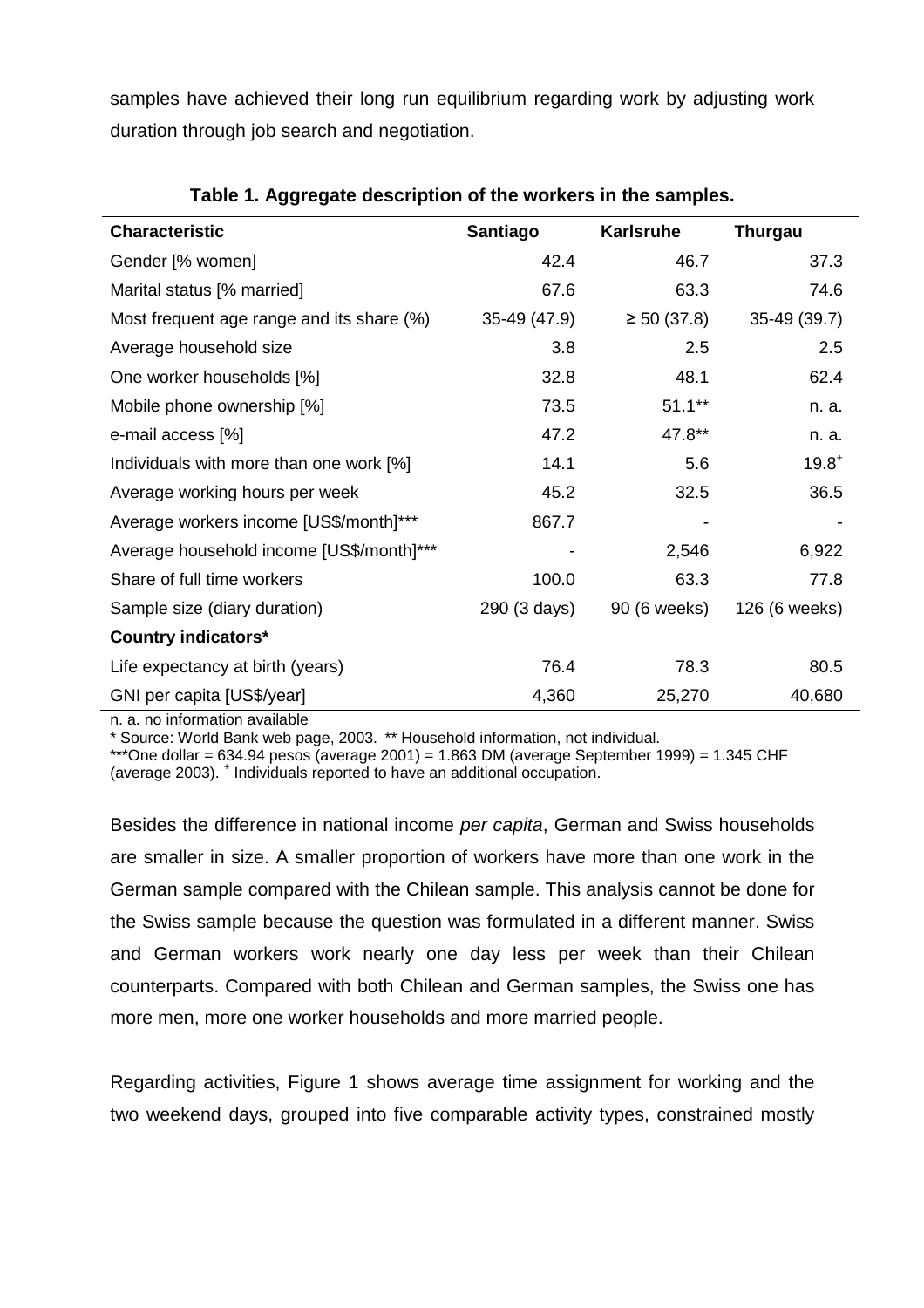samples have achieved their long run equilibrium regarding work by adjusting work duration through job search and negotiation.

**Table 1. Aggregate description of the workers in the samples.**

| Characteristic | Santiago | Karlsruhe | Thurgau |
|---|---|---|---|
| Gender [% women] | 42.4 | 46.7 | 37.3 |
| Marital status [% married] | 67.6 | 63.3 | 74.6 |
| Most frequent age range and its share (%) | 35-49 (47.9) | ≥ 50 (37.8) | 35-49 (39.7) |
| Average household size | 3.8 | 2.5 | 2.5 |
| One worker households [%] | 32.8 | 48.1 | 62.4 |
| Mobile phone ownership [%] | 73.5 | 51.1** | n. a. |
| e-mail access [%] | 47.2 | 47.8** | n. a. |
| Individuals with more than one work [%] | 14.1 | 5.6 | 19.8+ |
| Average working hours per week | 45.2 | 32.5 | 36.5 |
| Average workers income [US$/month]*** | 867.7 | - | - |
| Average household income [US$/month]*** | - | 2,546 | 6,922 |
| Share of full time workers | 100.0 | 63.3 | 77.8 |
| Sample size (diary duration) | 290 (3 days) | 90 (6 weeks) | 126 (6 weeks) |
| **Country indicators*** | | | |
| Life expectancy at birth (years) | 76.4 | 78.3 | 80.5 |
| GNI per capita [US$/year] | 4,360 | 25,270 | 40,680 |

n. a. no information available

* Source: World Bank web page, 2003. ** Household information, not individual.

***One dollar = 634.94 pesos (average 2001) = 1.863 DM (average September 1999) = 1.345 CHF (average 2003). + Individuals reported to have an additional occupation.

Besides the difference in national income *per capita*, German and Swiss households are smaller in size. A smaller proportion of workers have more than one work in the German sample compared with the Chilean sample. This analysis cannot be done for the Swiss sample because the question was formulated in a different manner. Swiss and German workers work nearly one day less per week than their Chilean counterparts. Compared with both Chilean and German samples, the Swiss one has more men, more one worker households and more married people.

Regarding activities, Figure 1 shows average time assignment for working and the two weekend days, grouped into five comparable activity types, constrained mostly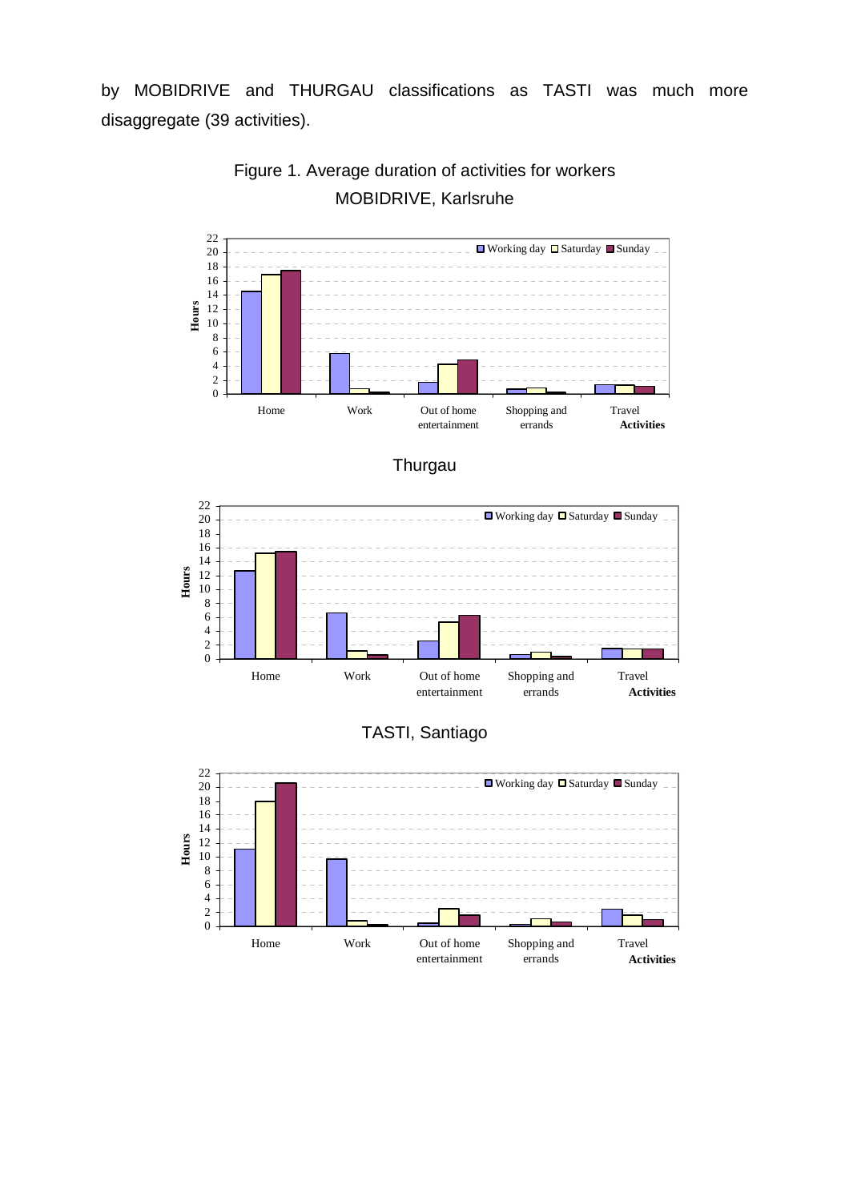by MOBIDRIVE and THURGAU classifications as TASTI was much more disaggregate (39 activities).

Figure 1. Average duration of activities for workers

MOBIDRIVE, Karlsruhe

Thurgau

TASTI, Santiago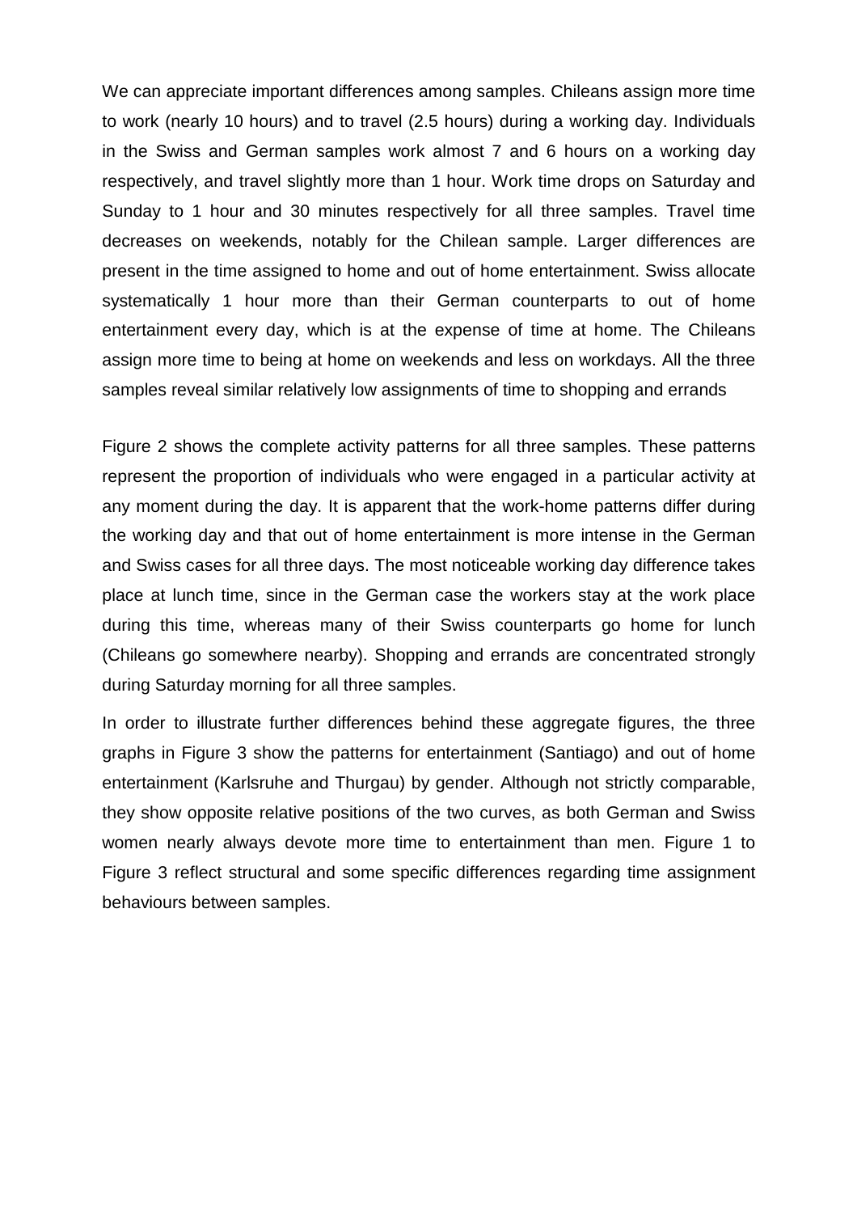We can appreciate important differences among samples. Chileans assign more time to work (nearly 10 hours) and to travel (2.5 hours) during a working day. Individuals in the Swiss and German samples work almost 7 and 6 hours on a working day respectively, and travel slightly more than 1 hour. Work time drops on Saturday and Sunday to 1 hour and 30 minutes respectively for all three samples. Travel time decreases on weekends, notably for the Chilean sample. Larger differences are present in the time assigned to home and out of home entertainment. Swiss allocate systematically 1 hour more than their German counterparts to out of home entertainment every day, which is at the expense of time at home. The Chileans assign more time to being at home on weekends and less on workdays. All the three samples reveal similar relatively low assignments of time to shopping and errands

Figure 2 shows the complete activity patterns for all three samples. These patterns represent the proportion of individuals who were engaged in a particular activity at any moment during the day. It is apparent that the work-home patterns differ during the working day and that out of home entertainment is more intense in the German and Swiss cases for all three days. The most noticeable working day difference takes place at lunch time, since in the German case the workers stay at the work place during this time, whereas many of their Swiss counterparts go home for lunch (Chileans go somewhere nearby). Shopping and errands are concentrated strongly during Saturday morning for all three samples.

In order to illustrate further differences behind these aggregate figures, the three graphs in Figure 3 show the patterns for entertainment (Santiago) and out of home entertainment (Karlsruhe and Thurgau) by gender. Although not strictly comparable, they show opposite relative positions of the two curves, as both German and Swiss women nearly always devote more time to entertainment than men. Figure 1 to Figure 3 reflect structural and some specific differences regarding time assignment behaviours between samples.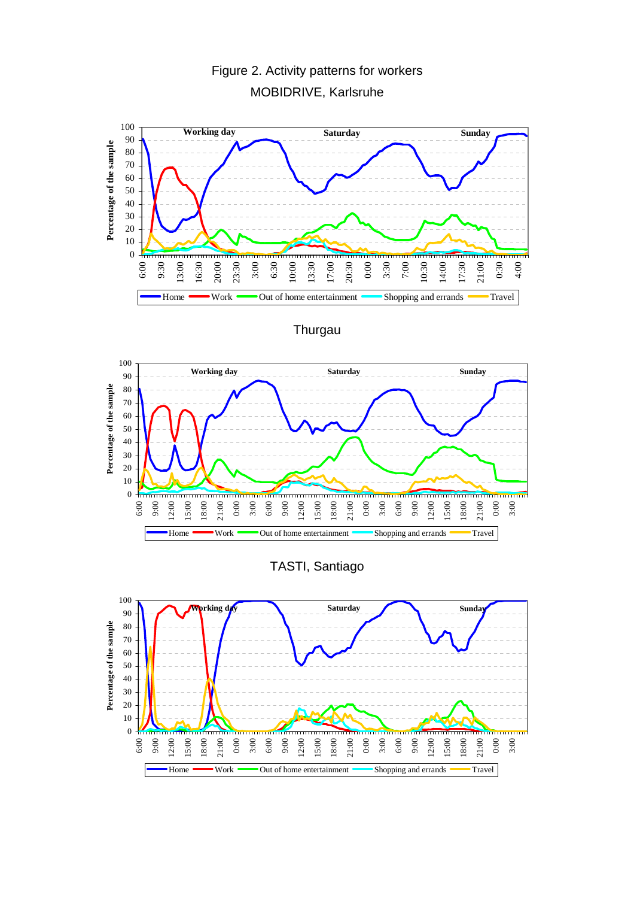Figure 2. Activity patterns for workers

MOBIDRIVE, Karlsruhe

Thurgau

TASTI, Santiago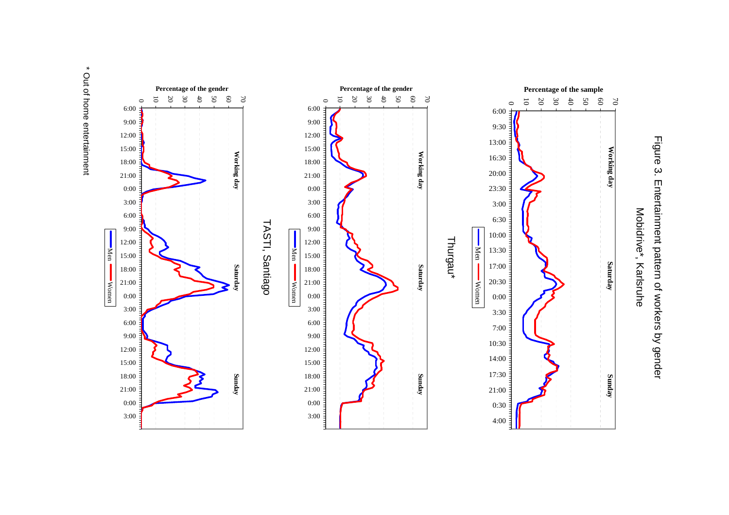Figure 3. Entertainment pattern of workers by gender

Mobidrive*, Karlsruhe

Thurgau*

TASTI, Santiago

* Out of home entertainment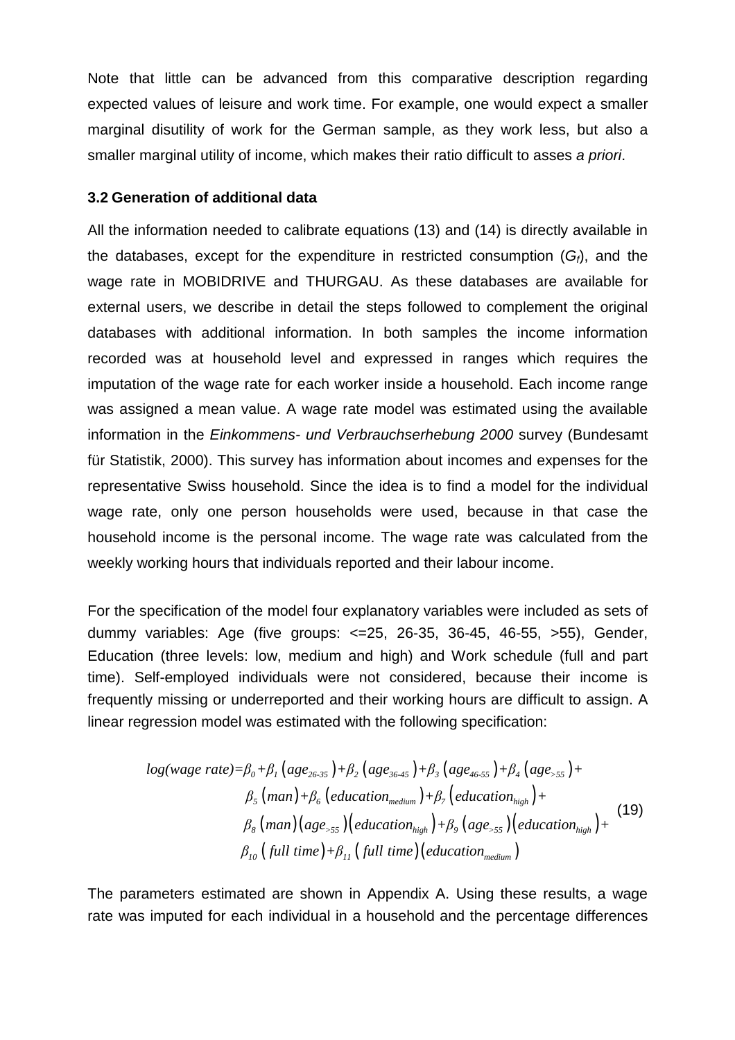Note that little can be advanced from this comparative description regarding expected values of leisure and work time. For example, one would expect a smaller marginal disutility of work for the German sample, as they work less, but also a smaller marginal utility of income, which makes their ratio difficult to asses *a priori*.

### 3.2 Generation of additional data

All the information needed to calibrate equations (13) and (14) is directly available in the databases, except for the expenditure in restricted consumption ($G_f$), and the wage rate in MOBIDRIVE and THURGAU. As these databases are available for external users, we describe in detail the steps followed to complement the original databases with additional information. In both samples the income information recorded was at household level and expressed in ranges which requires the imputation of the wage rate for each worker inside a household. Each income range was assigned a mean value. A wage rate model was estimated using the available information in the *Einkommens- und Verbrauchserhebung 2000* survey (Bundesamt für Statistik, 2000). This survey has information about incomes and expenses for the representative Swiss household. Since the idea is to find a model for the individual wage rate, only one person households were used, because in that case the household income is the personal income. The wage rate was calculated from the weekly working hours that individuals reported and their labour income.

For the specification of the model four explanatory variables were included as sets of dummy variables: Age (five groups: <=25, 26-35, 36-45, 46-55, >55), Gender, Education (three levels: low, medium and high) and Work schedule (full and part time). Self-employed individuals were not considered, because their income is frequently missing or underreported and their working hours are difficult to assign. A linear regression model was estimated with the following specification:

$$
\begin{aligned}
log(wage\ rate) = {} & \beta_0 + \beta_1 \left(age_{26\text{-}35}\right) + \beta_2 \left(age_{36\text{-}45}\right) + \beta_3 \left(age_{46\text{-}55}\right) + \beta_4 \left(age_{>55}\right) + \\
& \beta_5 \left(man\right) + \beta_6 \left(education_{medium}\right) + \beta_7 \left(education_{high}\right) + \\
& \beta_8 \left(man\right)\left(age_{>55}\right)\left(education_{high}\right) + \beta_9 \left(age_{>55}\right)\left(education_{high}\right) + \\
& \beta_{10} \left(full\ time\right) + \beta_{11} \left(full\ time\right)\left(education_{medium}\right)
\end{aligned}
\tag{19}
$$

The parameters estimated are shown in Appendix A. Using these results, a wage rate was imputed for each individual in a household and the percentage differences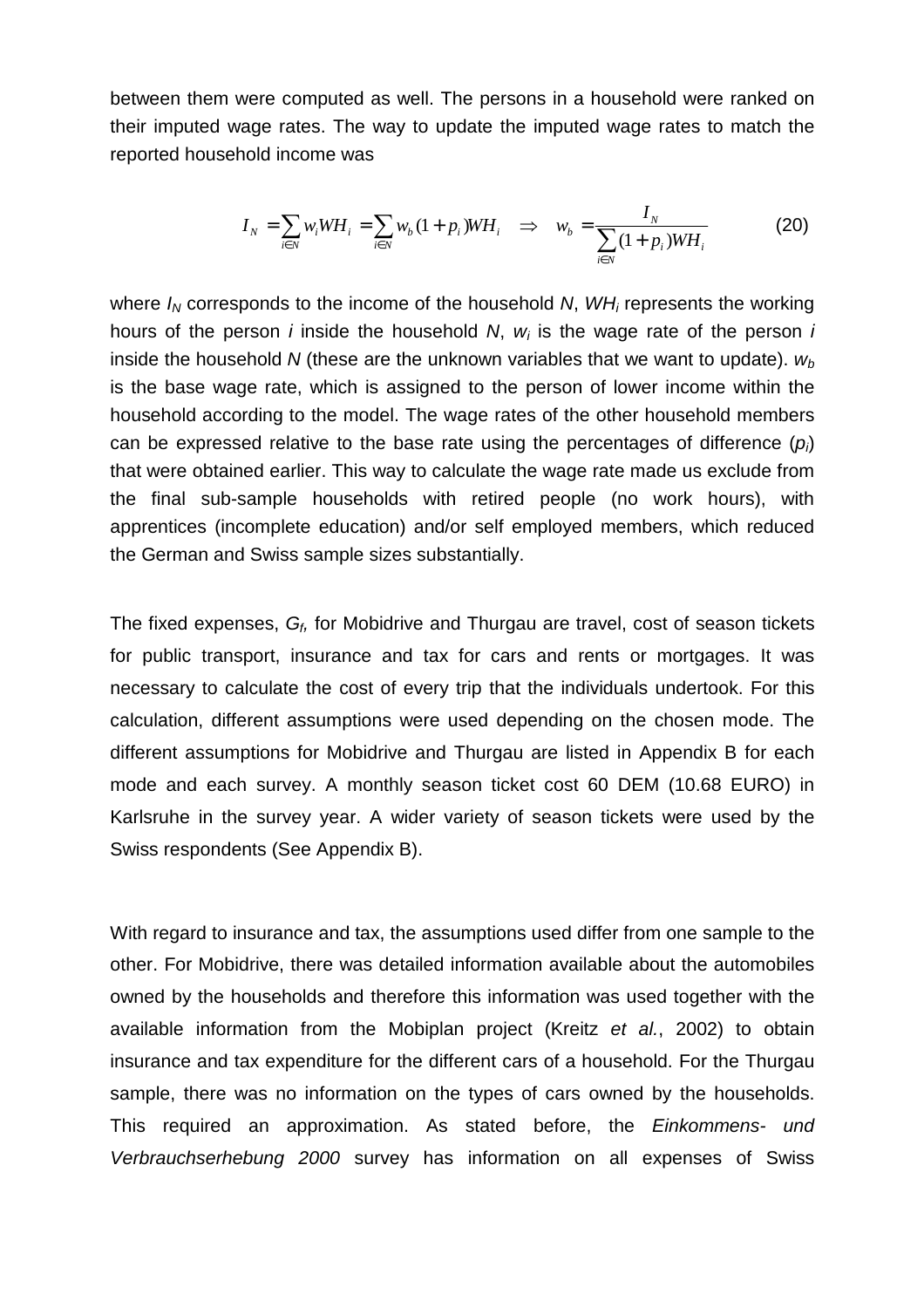between them were computed as well. The persons in a household were ranked on their imputed wage rates. The way to update the imputed wage rates to match the reported household income was

$$I_N = \sum_{i \in N} w_i WH_i = \sum_{i \in N} w_b (1 + p_i) WH_i \quad \Rightarrow \quad w_b = \frac{I_N}{\sum_{i \in N} (1 + p_i) WH_i} \qquad (20)$$

where $I_N$ corresponds to the income of the household $N$, $WH_i$ represents the working hours of the person $i$ inside the household $N$, $w_i$ is the wage rate of the person $i$ inside the household $N$ (these are the unknown variables that we want to update). $w_b$ is the base wage rate, which is assigned to the person of lower income within the household according to the model. The wage rates of the other household members can be expressed relative to the base rate using the percentages of difference ($p_i$) that were obtained earlier. This way to calculate the wage rate made us exclude from the final sub-sample households with retired people (no work hours), with apprentices (incomplete education) and/or self employed members, which reduced the German and Swiss sample sizes substantially.

The fixed expenses, $G_f$, for Mobidrive and Thurgau are travel, cost of season tickets for public transport, insurance and tax for cars and rents or mortgages. It was necessary to calculate the cost of every trip that the individuals undertook. For this calculation, different assumptions were used depending on the chosen mode. The different assumptions for Mobidrive and Thurgau are listed in Appendix B for each mode and each survey. A monthly season ticket cost 60 DEM (10.68 EURO) in Karlsruhe in the survey year. A wider variety of season tickets were used by the Swiss respondents (See Appendix B).

With regard to insurance and tax, the assumptions used differ from one sample to the other. For Mobidrive, there was detailed information available about the automobiles owned by the households and therefore this information was used together with the available information from the Mobiplan project (Kreitz *et al.*, 2002) to obtain insurance and tax expenditure for the different cars of a household. For the Thurgau sample, there was no information on the types of cars owned by the households. This required an approximation. As stated before, the *Einkommens- und Verbrauchserhebung 2000* survey has information on all expenses of Swiss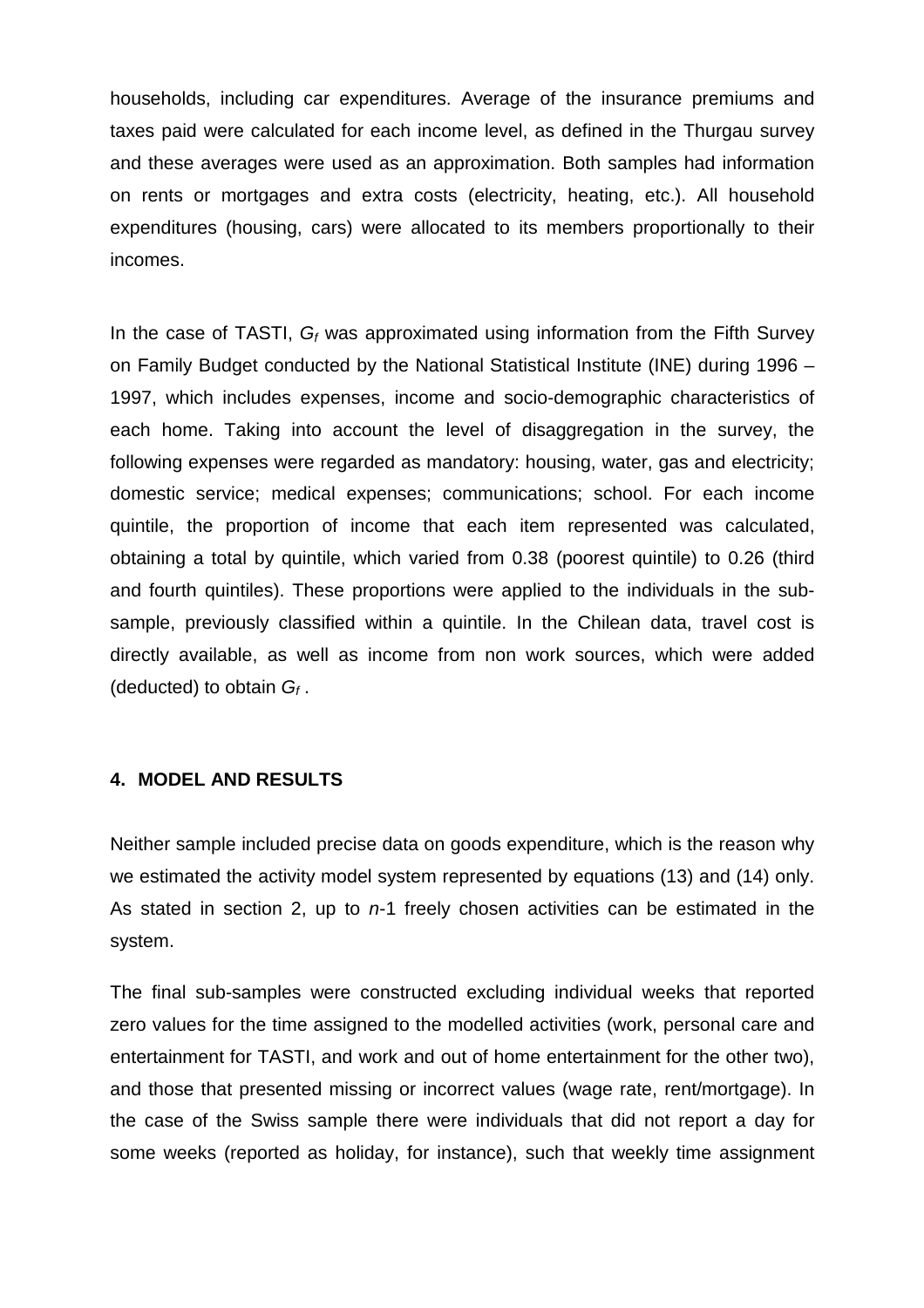households, including car expenditures. Average of the insurance premiums and taxes paid were calculated for each income level, as defined in the Thurgau survey and these averages were used as an approximation. Both samples had information on rents or mortgages and extra costs (electricity, heating, etc.). All household expenditures (housing, cars) were allocated to its members proportionally to their incomes.

In the case of TASTI, $G_f$ was approximated using information from the Fifth Survey on Family Budget conducted by the National Statistical Institute (INE) during 1996 – 1997, which includes expenses, income and socio-demographic characteristics of each home. Taking into account the level of disaggregation in the survey, the following expenses were regarded as mandatory: housing, water, gas and electricity; domestic service; medical expenses; communications; school. For each income quintile, the proportion of income that each item represented was calculated, obtaining a total by quintile, which varied from 0.38 (poorest quintile) to 0.26 (third and fourth quintiles). These proportions were applied to the individuals in the sub-sample, previously classified within a quintile. In the Chilean data, travel cost is directly available, as well as income from non work sources, which were added (deducted) to obtain $G_f$ .

## 4. MODEL AND RESULTS

Neither sample included precise data on goods expenditure, which is the reason why we estimated the activity model system represented by equations (13) and (14) only. As stated in section 2, up to $n$-1 freely chosen activities can be estimated in the system.

The final sub-samples were constructed excluding individual weeks that reported zero values for the time assigned to the modelled activities (work, personal care and entertainment for TASTI, and work and out of home entertainment for the other two), and those that presented missing or incorrect values (wage rate, rent/mortgage). In the case of the Swiss sample there were individuals that did not report a day for some weeks (reported as holiday, for instance), such that weekly time assignment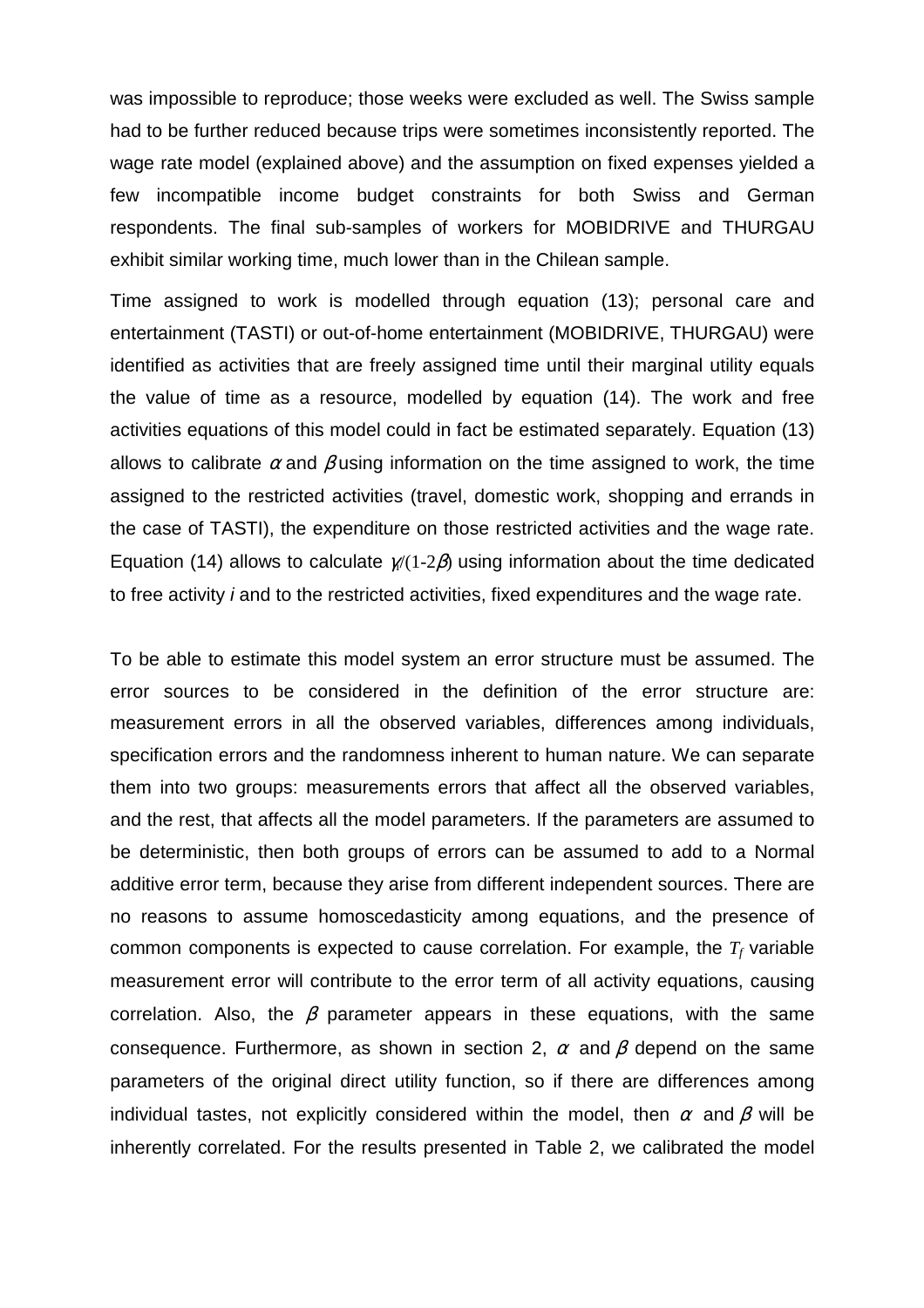was impossible to reproduce; those weeks were excluded as well. The Swiss sample had to be further reduced because trips were sometimes inconsistently reported. The wage rate model (explained above) and the assumption on fixed expenses yielded a few incompatible income budget constraints for both Swiss and German respondents. The final sub-samples of workers for MOBIDRIVE and THURGAU exhibit similar working time, much lower than in the Chilean sample.

Time assigned to work is modelled through equation (13); personal care and entertainment (TASTI) or out-of-home entertainment (MOBIDRIVE, THURGAU) were identified as activities that are freely assigned time until their marginal utility equals the value of time as a resource, modelled by equation (14). The work and free activities equations of this model could in fact be estimated separately. Equation (13) allows to calibrate $\alpha$ and $\beta$ using information on the time assigned to work, the time assigned to the restricted activities (travel, domestic work, shopping and errands in the case of TASTI), the expenditure on those restricted activities and the wage rate. Equation (14) allows to calculate $\gamma_i/(1-2\beta)$ using information about the time dedicated to free activity *i* and to the restricted activities, fixed expenditures and the wage rate.

To be able to estimate this model system an error structure must be assumed. The error sources to be considered in the definition of the error structure are: measurement errors in all the observed variables, differences among individuals, specification errors and the randomness inherent to human nature. We can separate them into two groups: measurements errors that affect all the observed variables, and the rest, that affects all the model parameters. If the parameters are assumed to be deterministic, then both groups of errors can be assumed to add to a Normal additive error term, because they arise from different independent sources. There are no reasons to assume homoscedasticity among equations, and the presence of common components is expected to cause correlation. For example, the $T_f$ variable measurement error will contribute to the error term of all activity equations, causing correlation. Also, the $\beta$ parameter appears in these equations, with the same consequence. Furthermore, as shown in section 2, $\alpha$ and $\beta$ depend on the same parameters of the original direct utility function, so if there are differences among individual tastes, not explicitly considered within the model, then $\alpha$ and $\beta$ will be inherently correlated. For the results presented in Table 2, we calibrated the model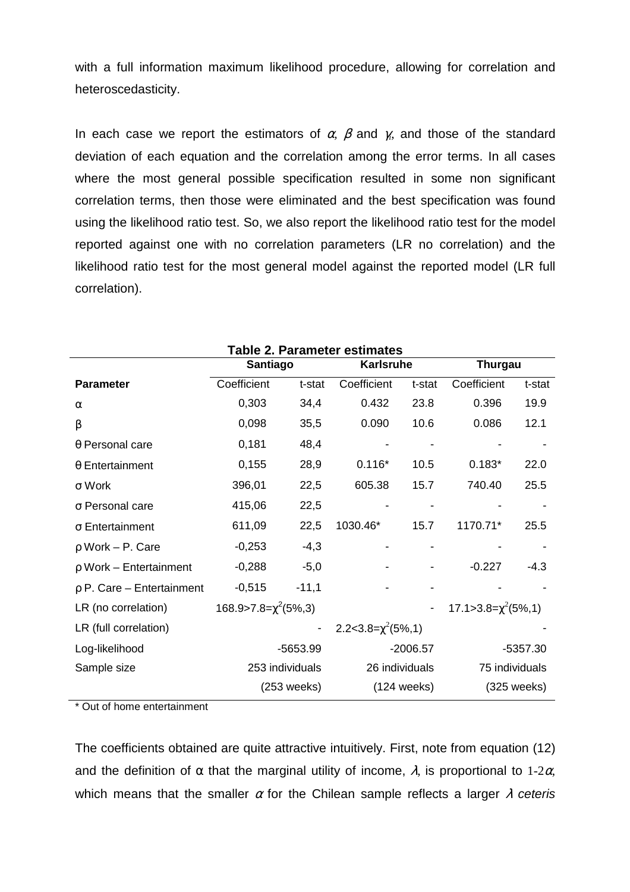with a full information maximum likelihood procedure, allowing for correlation and heteroscedasticity.

In each case we report the estimators of $\alpha$, $\beta$ and $\gamma$, and those of the standard deviation of each equation and the correlation among the error terms. In all cases where the most general possible specification resulted in some non significant correlation terms, then those were eliminated and the best specification was found using the likelihood ratio test. So, we also report the likelihood ratio test for the model reported against one with no correlation parameters (LR no correlation) and the likelihood ratio test for the most general model against the reported model (LR full correlation).

**Table 2. Parameter estimates**

| | **Santiago** | | **Karlsruhe** | | **Thurgau** | |
|---|---|---|---|---|---|---|
| **Parameter** | Coefficient | t-stat | Coefficient | t-stat | Coefficient | t-stat |
| α | 0,303 | 34,4 | 0.432 | 23.8 | 0.396 | 19.9 |
| β | 0,098 | 35,5 | 0.090 | 10.6 | 0.086 | 12.1 |
| θ Personal care | 0,181 | 48,4 | - | - | - | - |
| θ Entertainment | 0,155 | 28,9 | 0.116* | 10.5 | 0.183* | 22.0 |
| σ Work | 396,01 | 22,5 | 605.38 | 15.7 | 740.40 | 25.5 |
| σ Personal care | 415,06 | 22,5 | - | - | - | - |
| σ Entertainment | 611,09 | 22,5 | 1030.46* | 15.7 | 1170.71* | 25.5 |
| ρ Work – P. Care | -0,253 | -4,3 | - | - | - | - |
| ρ Work – Entertainment | -0,288 | -5,0 | - | - | -0.227 | -4.3 |
| ρ P. Care – Entertainment | -0,515 | -11,1 | - | - | - | - |
| LR (no correlation) | $168.9>7.8=\chi^2(5\%,3)$ | | | - | $17.1>3.8=\chi^2(5\%,1)$ | |
| LR (full correlation) | | - | $2.2<3.8=\chi^2(5\%,1)$ | | | - |
| Log-likelihood | | -5653.99 | | -2006.57 | | -5357.30 |
| Sample size | | 253 individuals (253 weeks) | | 26 individuals (124 weeks) | | 75 individuals (325 weeks) |

\* Out of home entertainment

The coefficients obtained are quite attractive intuitively. First, note from equation (12) and the definition of α that the marginal utility of income, $\lambda$, is proportional to $1\text{-}2\alpha$, which means that the smaller $\alpha$ for the Chilean sample reflects a larger $\lambda$ *ceteris*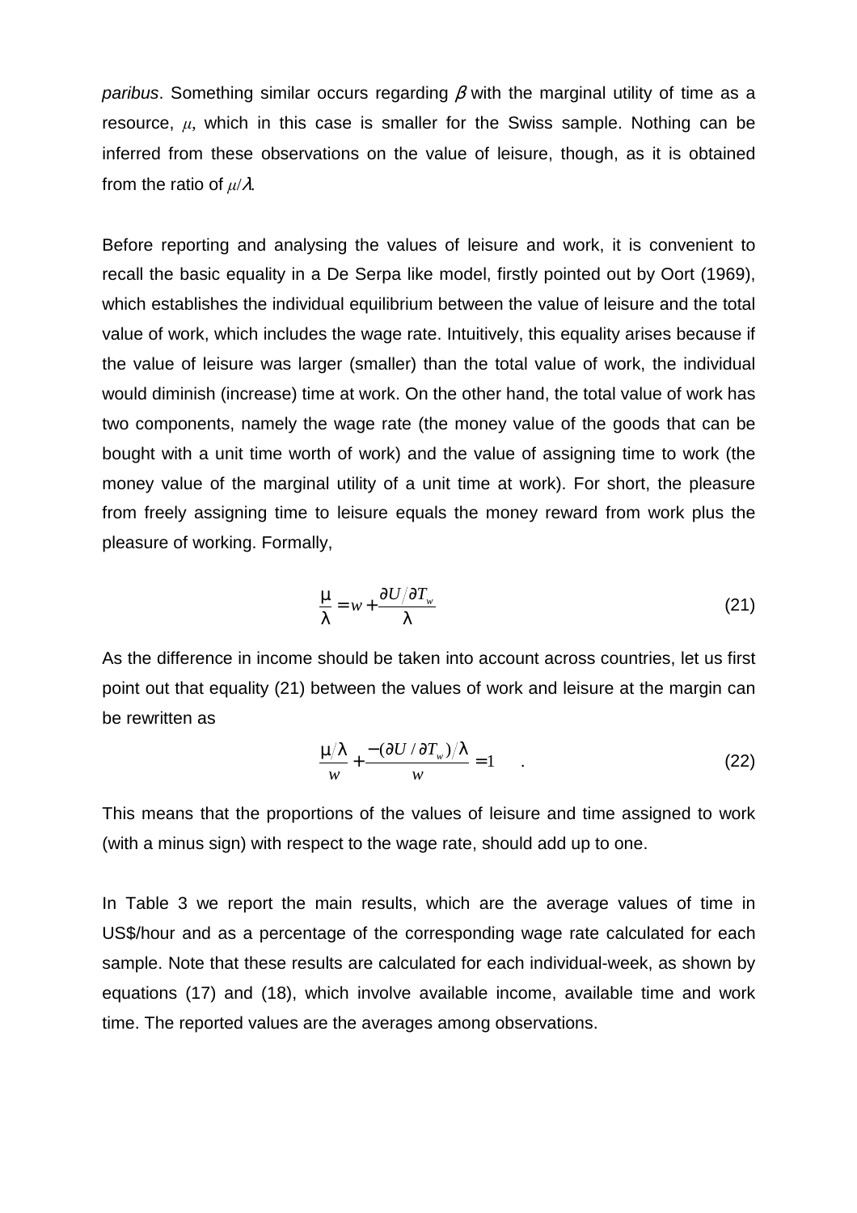*paribus*. Something similar occurs regarding $\beta$ with the marginal utility of time as a resource, $\mu$, which in this case is smaller for the Swiss sample. Nothing can be inferred from these observations on the value of leisure, though, as it is obtained from the ratio of $\mu/\lambda$.

Before reporting and analysing the values of leisure and work, it is convenient to recall the basic equality in a De Serpa like model, firstly pointed out by Oort (1969), which establishes the individual equilibrium between the value of leisure and the total value of work, which includes the wage rate. Intuitively, this equality arises because if the value of leisure was larger (smaller) than the total value of work, the individual would diminish (increase) time at work. On the other hand, the total value of work has two components, namely the wage rate (the money value of the goods that can be bought with a unit time worth of work) and the value of assigning time to work (the money value of the marginal utility of a unit time at work). For short, the pleasure from freely assigning time to leisure equals the money reward from work plus the pleasure of working. Formally,

$$\frac{\mu}{\lambda} = w + \frac{\partial U / \partial T_w}{\lambda} \tag{21}$$

As the difference in income should be taken into account across countries, let us first point out that equality (21) between the values of work and leisure at the margin can be rewritten as

$$\frac{\mu/\lambda}{w} + \frac{-(\partial U / \partial T_w)/\lambda}{w} = 1 \quad . \tag{22}$$

This means that the proportions of the values of leisure and time assigned to work (with a minus sign) with respect to the wage rate, should add up to one.

In Table 3 we report the main results, which are the average values of time in US$/hour and as a percentage of the corresponding wage rate calculated for each sample. Note that these results are calculated for each individual-week, as shown by equations (17) and (18), which involve available income, available time and work time. The reported values are the averages among observations.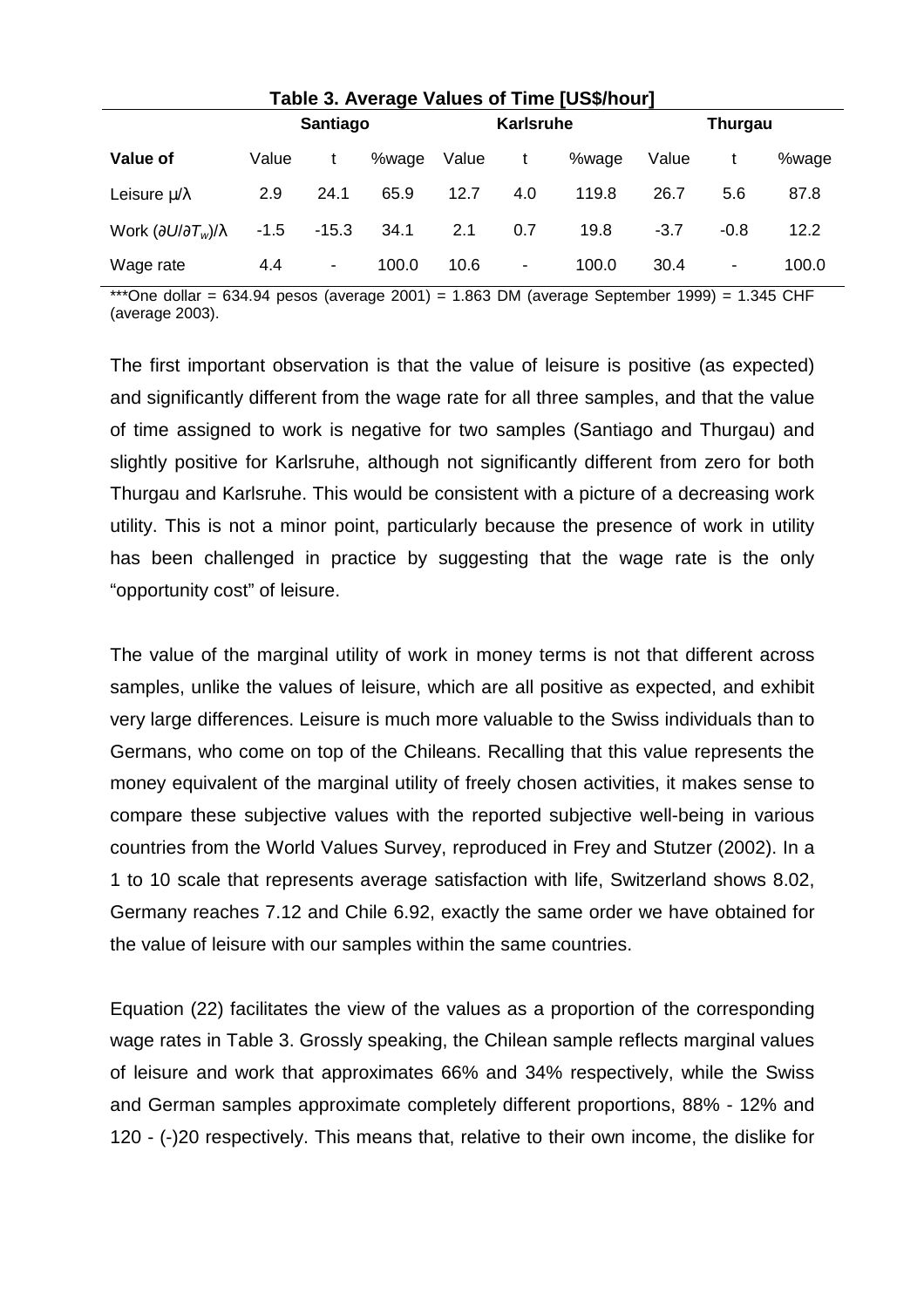**Table 3. Average Values of Time [US$/hour]**

| | Santiago | | | Karlsruhe | | | Thurgau | | |
|---|---|---|---|---|---|---|---|---|---|
| **Value of** | Value | t | %wage | Value | t | %wage | Value | t | %wage |
| Leisure $\mu/\lambda$ | 2.9 | 24.1 | 65.9 | 12.7 | 4.0 | 119.8 | 26.7 | 5.6 | 87.8 |
| Work $(\partial U/\partial T_w)/\lambda$ | -1.5 | -15.3 | 34.1 | 2.1 | 0.7 | 19.8 | -3.7 | -0.8 | 12.2 |
| Wage rate | 4.4 | - | 100.0 | 10.6 | - | 100.0 | 30.4 | - | 100.0 |

***One dollar = 634.94 pesos (average 2001) = 1.863 DM (average September 1999) = 1.345 CHF (average 2003).

The first important observation is that the value of leisure is positive (as expected) and significantly different from the wage rate for all three samples, and that the value of time assigned to work is negative for two samples (Santiago and Thurgau) and slightly positive for Karlsruhe, although not significantly different from zero for both Thurgau and Karlsruhe. This would be consistent with a picture of a decreasing work utility. This is not a minor point, particularly because the presence of work in utility has been challenged in practice by suggesting that the wage rate is the only "opportunity cost" of leisure.

The value of the marginal utility of work in money terms is not that different across samples, unlike the values of leisure, which are all positive as expected, and exhibit very large differences. Leisure is much more valuable to the Swiss individuals than to Germans, who come on top of the Chileans. Recalling that this value represents the money equivalent of the marginal utility of freely chosen activities, it makes sense to compare these subjective values with the reported subjective well-being in various countries from the World Values Survey, reproduced in Frey and Stutzer (2002). In a 1 to 10 scale that represents average satisfaction with life, Switzerland shows 8.02, Germany reaches 7.12 and Chile 6.92, exactly the same order we have obtained for the value of leisure with our samples within the same countries.

Equation (22) facilitates the view of the values as a proportion of the corresponding wage rates in Table 3. Grossly speaking, the Chilean sample reflects marginal values of leisure and work that approximates 66% and 34% respectively, while the Swiss and German samples approximate completely different proportions, 88% - 12% and 120 - (-)20 respectively. This means that, relative to their own income, the dislike for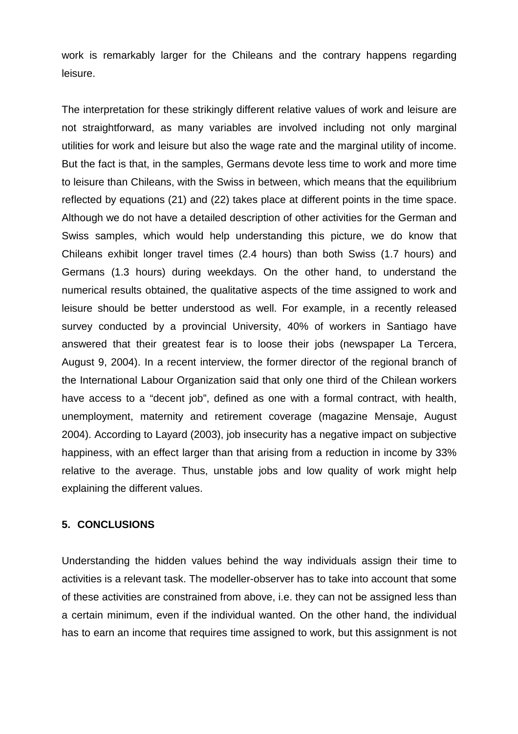work is remarkably larger for the Chileans and the contrary happens regarding leisure.

The interpretation for these strikingly different relative values of work and leisure are not straightforward, as many variables are involved including not only marginal utilities for work and leisure but also the wage rate and the marginal utility of income. But the fact is that, in the samples, Germans devote less time to work and more time to leisure than Chileans, with the Swiss in between, which means that the equilibrium reflected by equations (21) and (22) takes place at different points in the time space. Although we do not have a detailed description of other activities for the German and Swiss samples, which would help understanding this picture, we do know that Chileans exhibit longer travel times (2.4 hours) than both Swiss (1.7 hours) and Germans (1.3 hours) during weekdays. On the other hand, to understand the numerical results obtained, the qualitative aspects of the time assigned to work and leisure should be better understood as well. For example, in a recently released survey conducted by a provincial University, 40% of workers in Santiago have answered that their greatest fear is to loose their jobs (newspaper La Tercera, August 9, 2004). In a recent interview, the former director of the regional branch of the International Labour Organization said that only one third of the Chilean workers have access to a "decent job", defined as one with a formal contract, with health, unemployment, maternity and retirement coverage (magazine Mensaje, August 2004). According to Layard (2003), job insecurity has a negative impact on subjective happiness, with an effect larger than that arising from a reduction in income by 33% relative to the average. Thus, unstable jobs and low quality of work might help explaining the different values.

## 5. CONCLUSIONS

Understanding the hidden values behind the way individuals assign their time to activities is a relevant task. The modeller-observer has to take into account that some of these activities are constrained from above, i.e. they can not be assigned less than a certain minimum, even if the individual wanted. On the other hand, the individual has to earn an income that requires time assigned to work, but this assignment is not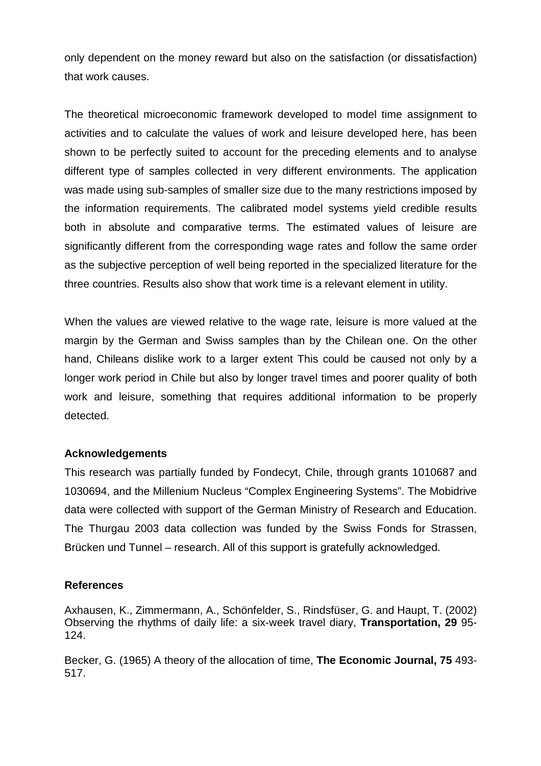only dependent on the money reward but also on the satisfaction (or dissatisfaction) that work causes.

The theoretical microeconomic framework developed to model time assignment to activities and to calculate the values of work and leisure developed here, has been shown to be perfectly suited to account for the preceding elements and to analyse different type of samples collected in very different environments. The application was made using sub-samples of smaller size due to the many restrictions imposed by the information requirements. The calibrated model systems yield credible results both in absolute and comparative terms. The estimated values of leisure are significantly different from the corresponding wage rates and follow the same order as the subjective perception of well being reported in the specialized literature for the three countries. Results also show that work time is a relevant element in utility.

When the values are viewed relative to the wage rate, leisure is more valued at the margin by the German and Swiss samples than by the Chilean one. On the other hand, Chileans dislike work to a larger extent This could be caused not only by a longer work period in Chile but also by longer travel times and poorer quality of both work and leisure, something that requires additional information to be properly detected.

### Acknowledgements

This research was partially funded by Fondecyt, Chile, through grants 1010687 and 1030694, and the Millenium Nucleus "Complex Engineering Systems". The Mobidrive data were collected with support of the German Ministry of Research and Education. The Thurgau 2003 data collection was funded by the Swiss Fonds for Strassen, Brücken und Tunnel – research. All of this support is gratefully acknowledged.

### References

Axhausen, K., Zimmermann, A., Schönfelder, S., Rindsfüser, G. and Haupt, T. (2002) Observing the rhythms of daily life: a six-week travel diary, **Transportation, 29** 95-124.

Becker, G. (1965) A theory of the allocation of time, **The Economic Journal, 75** 493-517.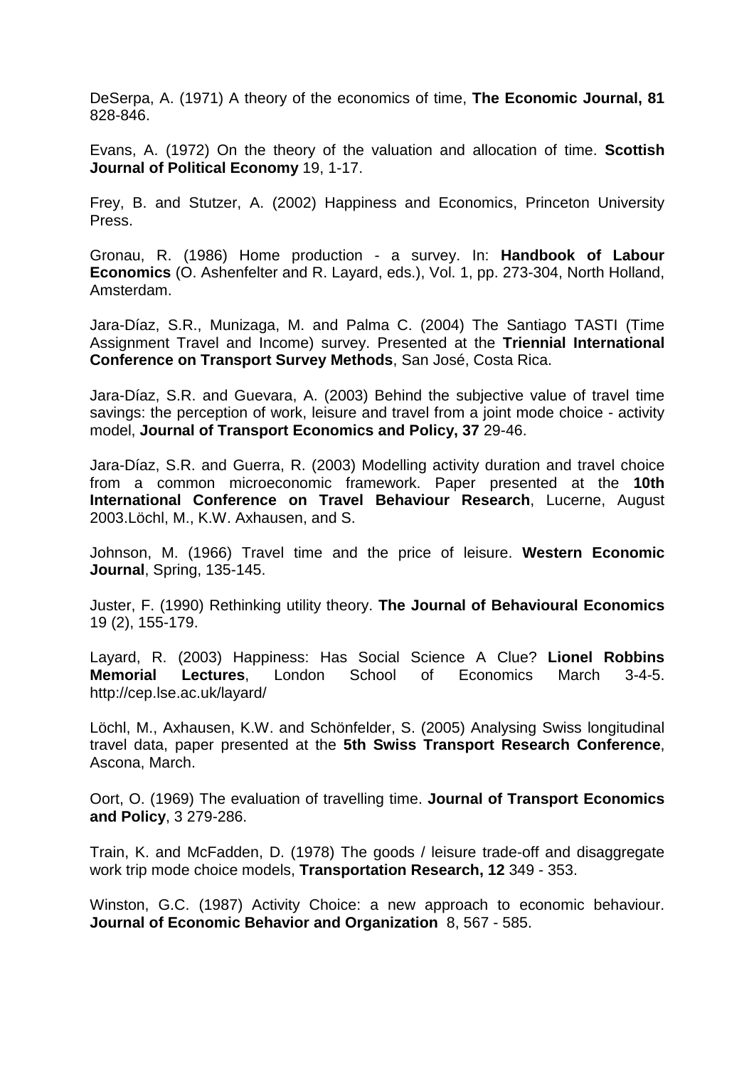DeSerpa, A. (1971) A theory of the economics of time, **The Economic Journal, 81** 828-846.

Evans, A. (1972) On the theory of the valuation and allocation of time. **Scottish Journal of Political Economy** 19, 1-17.

Frey, B. and Stutzer, A. (2002) Happiness and Economics, Princeton University Press.

Gronau, R. (1986) Home production - a survey. In: **Handbook of Labour Economics** (O. Ashenfelter and R. Layard, eds.), Vol. 1, pp. 273-304, North Holland, Amsterdam.

Jara-Díaz, S.R., Munizaga, M. and Palma C. (2004) The Santiago TASTI (Time Assignment Travel and Income) survey. Presented at the **Triennial International Conference on Transport Survey Methods**, San José, Costa Rica.

Jara-Díaz, S.R. and Guevara, A. (2003) Behind the subjective value of travel time savings: the perception of work, leisure and travel from a joint mode choice - activity model, **Journal of Transport Economics and Policy, 37** 29-46.

Jara-Díaz, S.R. and Guerra, R. (2003) Modelling activity duration and travel choice from a common microeconomic framework. Paper presented at the **10th International Conference on Travel Behaviour Research**, Lucerne, August 2003.Löchl, M., K.W. Axhausen, and S.

Johnson, M. (1966) Travel time and the price of leisure. **Western Economic Journal**, Spring, 135-145.

Juster, F. (1990) Rethinking utility theory. **The Journal of Behavioural Economics** 19 (2), 155-179.

Layard, R. (2003) Happiness: Has Social Science A Clue? **Lionel Robbins Memorial Lectures**, London School of Economics March 3-4-5. http://cep.lse.ac.uk/layard/

Löchl, M., Axhausen, K.W. and Schönfelder, S. (2005) Analysing Swiss longitudinal travel data, paper presented at the **5th Swiss Transport Research Conference**, Ascona, March.

Oort, O. (1969) The evaluation of travelling time. **Journal of Transport Economics and Policy**, 3 279-286.

Train, K. and McFadden, D. (1978) The goods / leisure trade-off and disaggregate work trip mode choice models, **Transportation Research, 12** 349 - 353.

Winston, G.C. (1987) Activity Choice: a new approach to economic behaviour. **Journal of Economic Behavior and Organization** 8, 567 - 585.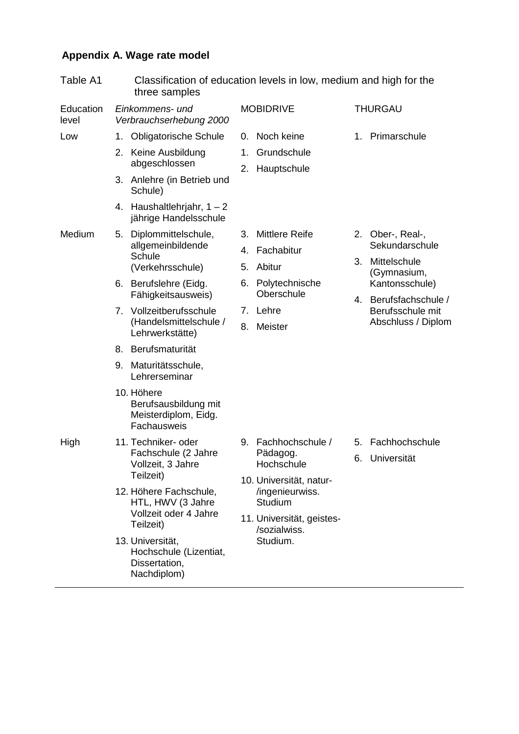## Appendix A. Wage rate model

Table A1 Classification of education levels in low, medium and high for the three samples

| Education level | *Einkommens- und Verbrauchserhebung 2000* | MOBIDRIVE | THURGAU |
|---|---|---|---|
| Low | 1. Obligatorische Schule<br>2. Keine Ausbildung abgeschlossen<br>3. Anlehre (in Betrieb und Schule)<br>4. Haushaltlehrjahr, 1 – 2 jährige Handelsschule | 0. Noch keine<br>1. Grundschule<br>2. Hauptschule | 1. Primarschule |
| Medium | 5. Diplommittelschule, allgemeinbildende Schule (Verkehrsschule)<br>6. Berufslehre (Eidg. Fähigkeitsausweis)<br>7. Vollzeitberufsschule (Handelsmittelschule / Lehrwerkstätte)<br>8. Berufsmaturität<br>9. Maturitätsschule, Lehrerseminar<br>10. Höhere Berufsausbildung mit Meisterdiplom, Eidg. Fachausweis | 3. Mittlere Reife<br>4. Fachabitur<br>5. Abitur<br>6. Polytechnische Oberschule<br>7. Lehre<br>8. Meister | 2. Ober-, Real-, Sekundarschule<br>3. Mittelschule (Gymnasium, Kantonsschule)<br>4. Berufsfachschule / Berufsschule mit Abschluss / Diplom |
| High | 11. Techniker- oder Fachschule (2 Jahre Vollzeit, 3 Jahre Teilzeit)<br>12. Höhere Fachschule, HTL, HWV (3 Jahre Vollzeit oder 4 Jahre Teilzeit)<br>13. Universität, Hochschule (Lizentiat, Dissertation, Nachdiplom) | 9. Fachhochschule / Pädagog. Hochschule<br>10. Universität, natur-/ingenieurwiss. Studium<br>11. Universität, geistes-/sozialwiss. Studium. | 5. Fachhochschule<br>6. Universität |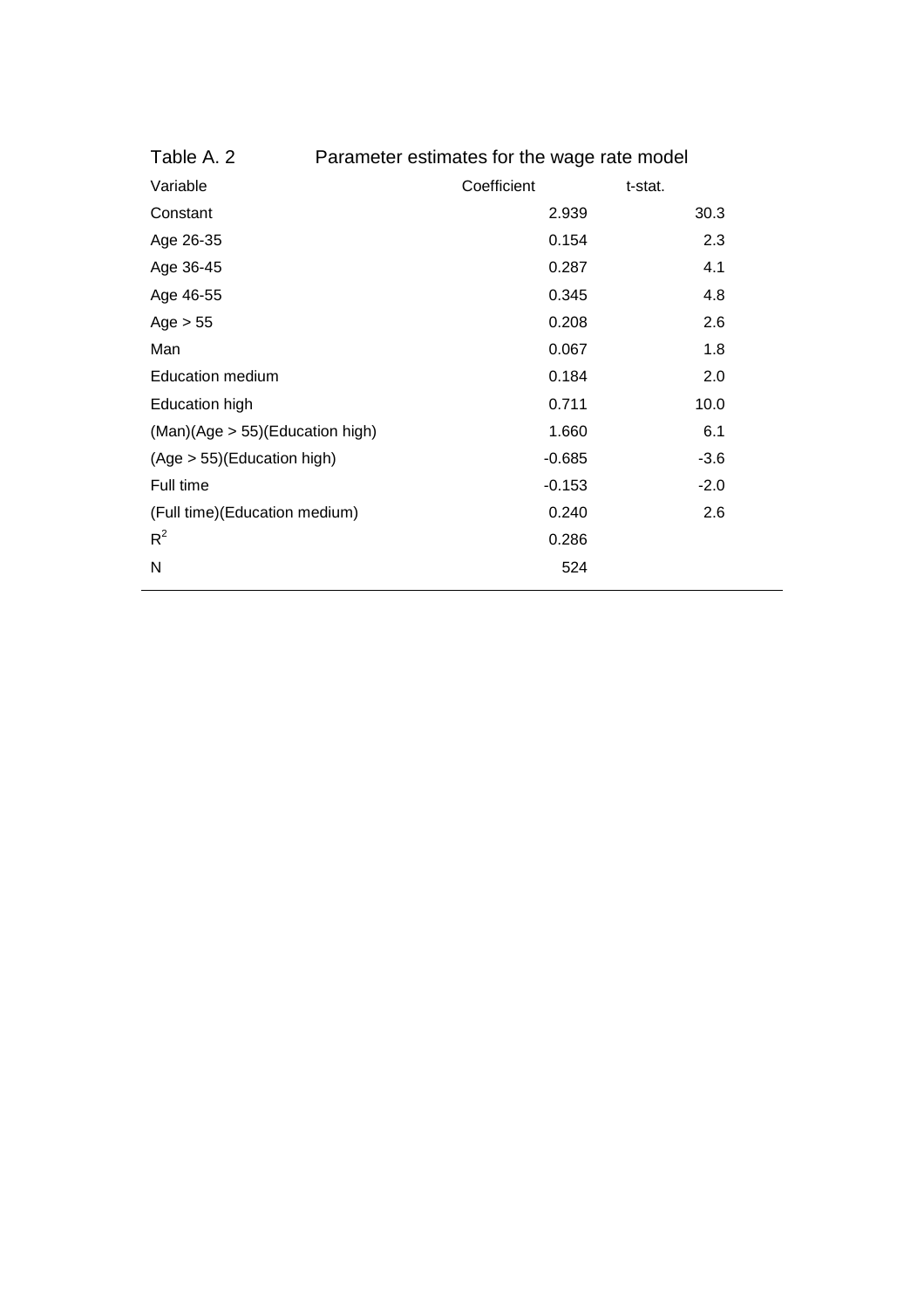Table A. 2 Parameter estimates for the wage rate model

| Variable | Coefficient | t-stat. |
| --- | --- | --- |
| Constant | 2.939 | 30.3 |
| Age 26-35 | 0.154 | 2.3 |
| Age 36-45 | 0.287 | 4.1 |
| Age 46-55 | 0.345 | 4.8 |
| Age > 55 | 0.208 | 2.6 |
| Man | 0.067 | 1.8 |
| Education medium | 0.184 | 2.0 |
| Education high | 0.711 | 10.0 |
| (Man)(Age > 55)(Education high) | 1.660 | 6.1 |
| (Age > 55)(Education high) | -0.685 | -3.6 |
| Full time | -0.153 | -2.0 |
| (Full time)(Education medium) | 0.240 | 2.6 |
| $R^2$ | 0.286 | |
| N | 524 | |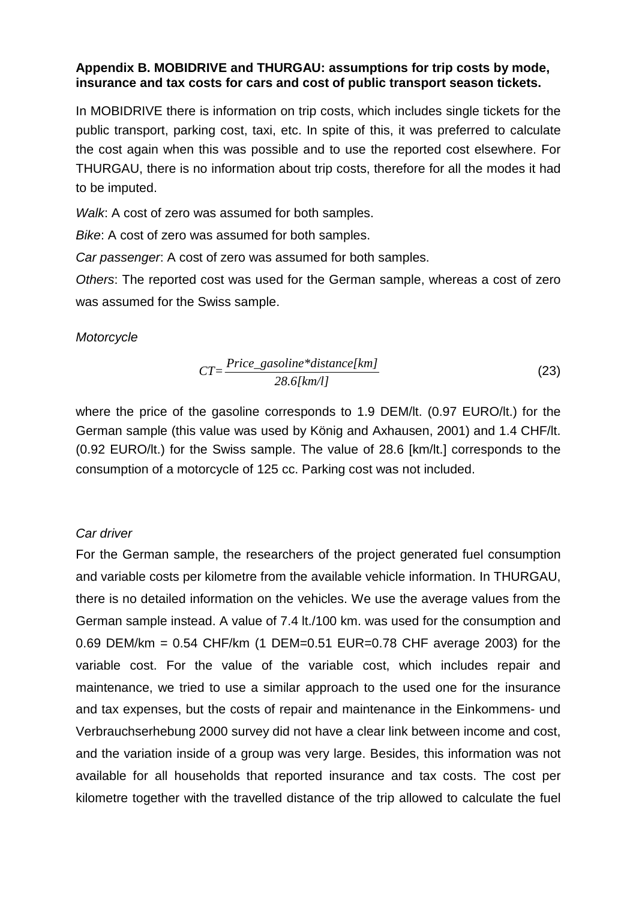**Appendix B. MOBIDRIVE and THURGAU: assumptions for trip costs by mode, insurance and tax costs for cars and cost of public transport season tickets.**

In MOBIDRIVE there is information on trip costs, which includes single tickets for the public transport, parking cost, taxi, etc. In spite of this, it was preferred to calculate the cost again when this was possible and to use the reported cost elsewhere. For THURGAU, there is no information about trip costs, therefore for all the modes it had to be imputed.

*Walk*: A cost of zero was assumed for both samples.

*Bike*: A cost of zero was assumed for both samples.

*Car passenger*: A cost of zero was assumed for both samples.

*Others*: The reported cost was used for the German sample, whereas a cost of zero was assumed for the Swiss sample.

*Motorcycle*

$$CT = \frac{Price\_gasoline * distance[km]}{28.6[km/l]} \tag{23}$$

where the price of the gasoline corresponds to 1.9 DEM/lt. (0.97 EURO/lt.) for the German sample (this value was used by König and Axhausen, 2001) and 1.4 CHF/lt. (0.92 EURO/lt.) for the Swiss sample. The value of 28.6 [km/lt.] corresponds to the consumption of a motorcycle of 125 cc. Parking cost was not included.

*Car driver*

For the German sample, the researchers of the project generated fuel consumption and variable costs per kilometre from the available vehicle information. In THURGAU, there is no detailed information on the vehicles. We use the average values from the German sample instead. A value of 7.4 lt./100 km. was used for the consumption and 0.69 DEM/km = 0.54 CHF/km (1 DEM=0.51 EUR=0.78 CHF average 2003) for the variable cost. For the value of the variable cost, which includes repair and maintenance, we tried to use a similar approach to the used one for the insurance and tax expenses, but the costs of repair and maintenance in the Einkommens- und Verbrauchserhebung 2000 survey did not have a clear link between income and cost, and the variation inside of a group was very large. Besides, this information was not available for all households that reported insurance and tax costs. The cost per kilometre together with the travelled distance of the trip allowed to calculate the fuel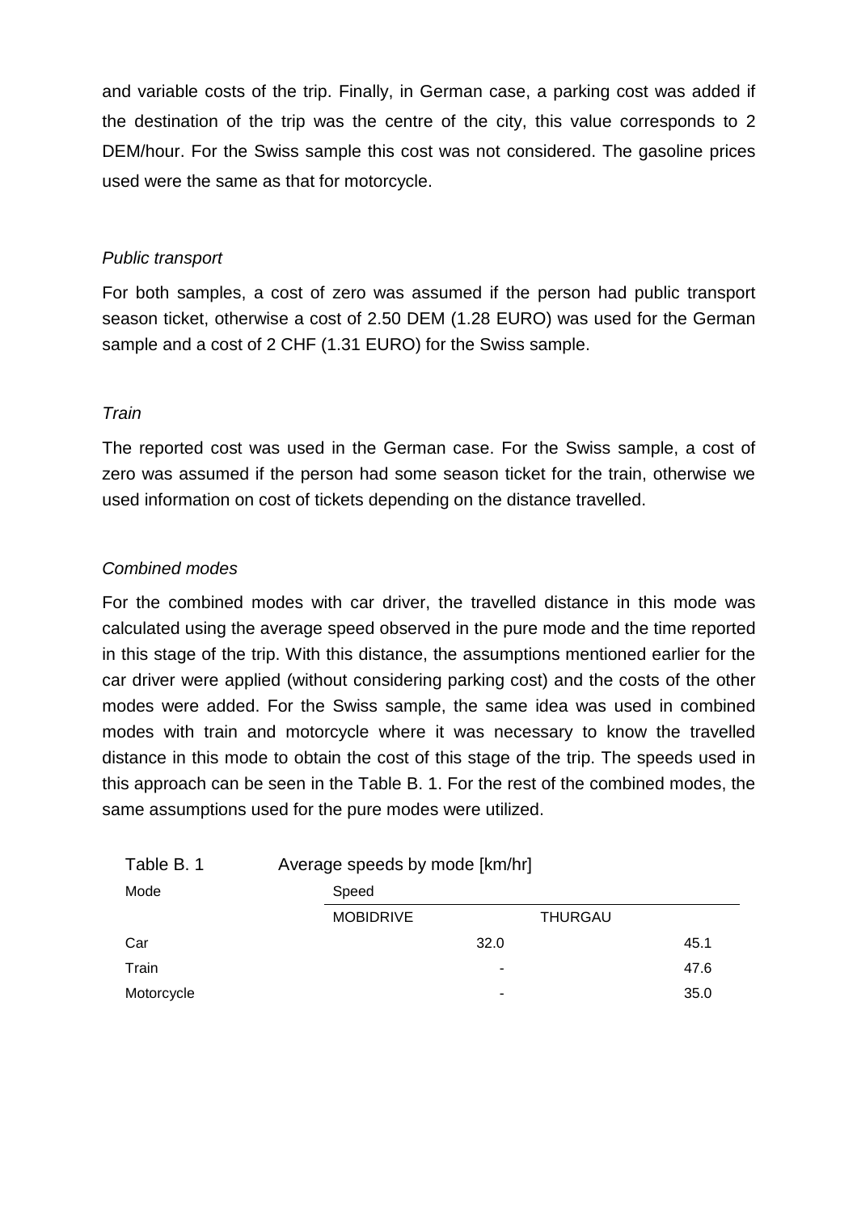and variable costs of the trip. Finally, in German case, a parking cost was added if the destination of the trip was the centre of the city, this value corresponds to 2 DEM/hour. For the Swiss sample this cost was not considered. The gasoline prices used were the same as that for motorcycle.

*Public transport*

For both samples, a cost of zero was assumed if the person had public transport season ticket, otherwise a cost of 2.50 DEM (1.28 EURO) was used for the German sample and a cost of 2 CHF (1.31 EURO) for the Swiss sample.

*Train*

The reported cost was used in the German case. For the Swiss sample, a cost of zero was assumed if the person had some season ticket for the train, otherwise we used information on cost of tickets depending on the distance travelled.

*Combined modes*

For the combined modes with car driver, the travelled distance in this mode was calculated using the average speed observed in the pure mode and the time reported in this stage of the trip. With this distance, the assumptions mentioned earlier for the car driver were applied (without considering parking cost) and the costs of the other modes were added. For the Swiss sample, the same idea was used in combined modes with train and motorcycle where it was necessary to know the travelled distance in this mode to obtain the cost of this stage of the trip. The speeds used in this approach can be seen in the Table B. 1. For the rest of the combined modes, the same assumptions used for the pure modes were utilized.

Table B. 1 Average speeds by mode [km/hr]

| Mode | Speed | |
|---|---|---|
| | MOBIDRIVE | THURGAU |
| Car | 32.0 | 45.1 |
| Train | - | 47.6 |
| Motorcycle | - | 35.0 |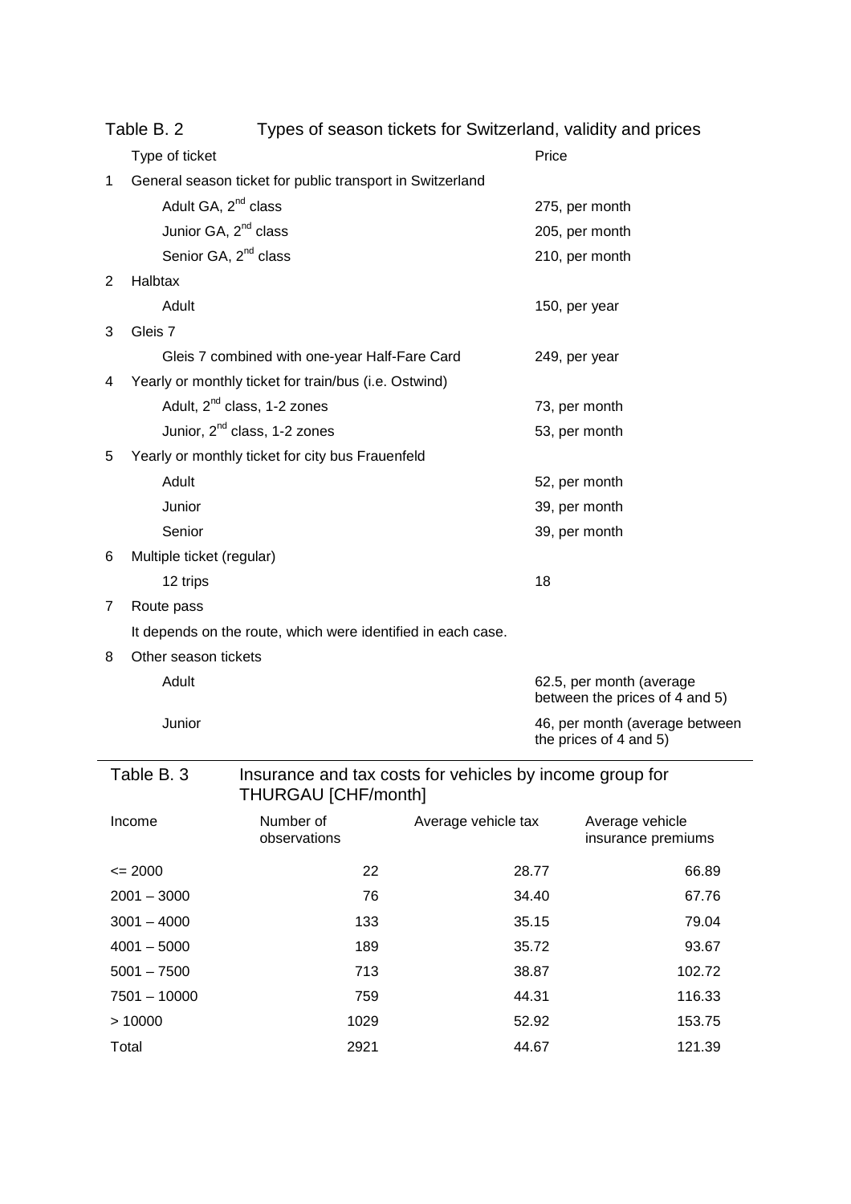Table B. 2 Types of season tickets for Switzerland, validity and prices

| | Type of ticket | Price |
|---|---|---|
| 1 | General season ticket for public transport in Switzerland | |
| | Adult GA, 2nd class | 275, per month |
| | Junior GA, 2nd class | 205, per month |
| | Senior GA, 2nd class | 210, per month |
| 2 | Halbtax | |
| | Adult | 150, per year |
| 3 | Gleis 7 | |
| | Gleis 7 combined with one-year Half-Fare Card | 249, per year |
| 4 | Yearly or monthly ticket for train/bus (i.e. Ostwind) | |
| | Adult, 2nd class, 1-2 zones | 73, per month |
| | Junior, 2nd class, 1-2 zones | 53, per month |
| 5 | Yearly or monthly ticket for city bus Frauenfeld | |
| | Adult | 52, per month |
| | Junior | 39, per month |
| | Senior | 39, per month |
| 6 | Multiple ticket (regular) | |
| | 12 trips | 18 |
| 7 | Route pass | |
| | It depends on the route, which were identified in each case. | |
| 8 | Other season tickets | |
| | Adult | 62.5, per month (average between the prices of 4 and 5) |
| | Junior | 46, per month (average between the prices of 4 and 5) |

Table B. 3 Insurance and tax costs for vehicles by income group for THURGAU [CHF/month]

| Income | Number of observations | Average vehicle tax | Average vehicle insurance premiums |
|---|---|---|---|
| <= 2000 | 22 | 28.77 | 66.89 |
| 2001 – 3000 | 76 | 34.40 | 67.76 |
| 3001 – 4000 | 133 | 35.15 | 79.04 |
| 4001 – 5000 | 189 | 35.72 | 93.67 |
| 5001 – 7500 | 713 | 38.87 | 102.72 |
| 7501 – 10000 | 759 | 44.31 | 116.33 |
| > 10000 | 1029 | 52.92 | 153.75 |
| Total | 2921 | 44.67 | 121.39 |